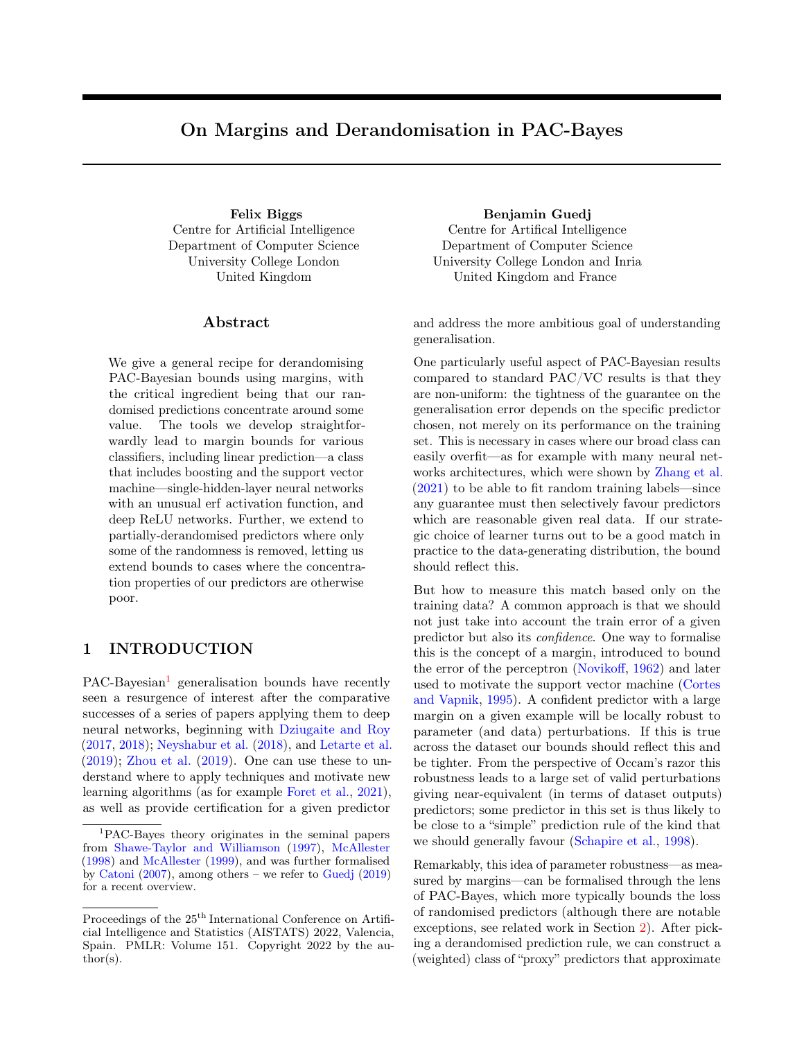# On Margins and Derandomisation in PAC-Bayes

**Felix Biggs**
Centre for Artificial Intelligence
Department of Computer Science
University College London
United Kingdom

**Benjamin Guedj**
Centre for Artifical Intelligence
Department of Computer Science
University College London and Inria
United Kingdom and France

## Abstract

We give a general recipe for derandomising PAC-Bayesian bounds using margins, with the critical ingredient being that our randomised predictions concentrate around some value. The tools we develop straightforwardly lead to margin bounds for various classifiers, including linear prediction—a class that includes boosting and the support vector machine—single-hidden-layer neural networks with an unusual erf activation function, and deep ReLU networks. Further, we extend to partially-derandomised predictors where only some of the randomness is removed, letting us extend bounds to cases where the concentration properties of our predictors are otherwise poor.

## 1 INTRODUCTION

PAC-Bayesian[1] generalisation bounds have recently seen a resurgence of interest after the comparative successes of a series of papers applying them to deep neural networks, beginning with Dziugaite and Roy (2017, 2018); Neyshabur et al. (2018), and Letarte et al. (2019); Zhou et al. (2019). One can use these to understand where to apply techniques and motivate new learning algorithms (as for example Foret et al., 2021), as well as provide certification for a given predictor and address the more ambitious goal of understanding generalisation.

One particularly useful aspect of PAC-Bayesian results compared to standard PAC/VC results is that they are non-uniform: the tightness of the guarantee on the generalisation error depends on the specific predictor chosen, not merely on its performance on the training set. This is necessary in cases where our broad class can easily overfit—as for example with many neural networks architectures, which were shown by Zhang et al. (2021) to be able to fit random training labels—since any guarantee must then selectively favour predictors which are reasonable given real data. If our strategic choice of learner turns out to be a good match in practice to the data-generating distribution, the bound should reflect this.

But how to measure this match based only on the training data? A common approach is that we should not just take into account the train error of a given predictor but also its *confidence*. One way to formalise this is the concept of a margin, introduced to bound the error of the perceptron (Novikoff, 1962) and later used to motivate the support vector machine (Cortes and Vapnik, 1995). A confident predictor with a large margin on a given example will be locally robust to parameter (and data) perturbations. If this is true across the dataset our bounds should reflect this and be tighter. From the perspective of Occam's razor this robustness leads to a large set of valid perturbations giving near-equivalent (in terms of dataset outputs) predictors; some predictor in this set is thus likely to be close to a "simple" prediction rule of the kind that we should generally favour (Schapire et al., 1998).

Remarkably, this idea of parameter robustness—as measured by margins—can be formalised through the lens of PAC-Bayes, which more typically bounds the loss of randomised predictors (although there are notable exceptions, see related work in Section 2). After picking a derandomised prediction rule, we can construct a (weighted) class of "proxy" predictors that approximate

[1] PAC-Bayes theory originates in the seminal papers from Shawe-Taylor and Williamson (1997), McAllester (1998) and McAllester (1999), and was further formalised by Catoni (2007), among others – we refer to Guedj (2019) for a recent overview.

Proceedings of the 25[th] International Conference on Artificial Intelligence and Statistics (AISTATS) 2022, Valencia, Spain. PMLR: Volume 151. Copyright 2022 by the author(s).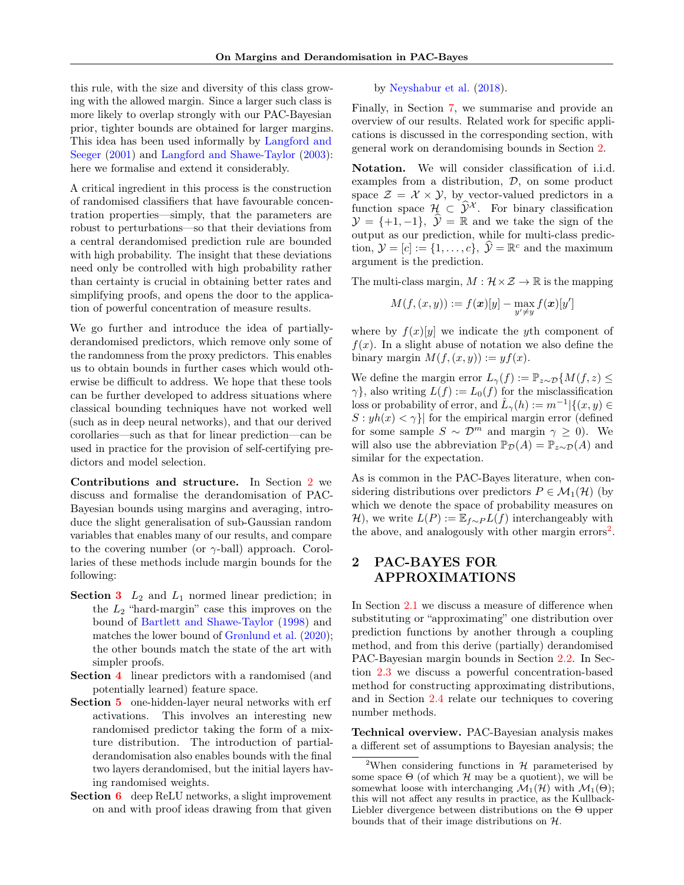this rule, with the size and diversity of this class growing with the allowed margin. Since a larger such class is more likely to overlap strongly with our PAC-Bayesian prior, tighter bounds are obtained for larger margins. This idea has been used informally by Langford and Seeger (2001) and Langford and Shawe-Taylor (2003): here we formalise and extend it considerably.

A critical ingredient in this process is the construction of randomised classifiers that have favourable concentration properties—simply, that the parameters are robust to perturbations—so that their deviations from a central derandomised prediction rule are bounded with high probability. The insight that these deviations need only be controlled with high probability rather than certainty is crucial in obtaining better rates and simplifying proofs, and opens the door to the application of powerful concentration of measure results.

We go further and introduce the idea of partially-derandomised predictors, which remove only some of the randomness from the proxy predictors. This enables us to obtain bounds in further cases which would otherwise be difficult to address. We hope that these tools can be further developed to address situations where classical bounding techniques have not worked well (such as in deep neural networks), and that our derived corollaries—such as that for linear prediction—can be used in practice for the provision of self-certifying predictors and model selection.

**Contributions and structure.** In Section 2 we discuss and formalise the derandomisation of PAC-Bayesian bounds using margins and averaging, introduce the slight generalisation of sub-Gaussian random variables that enables many of our results, and compare to the covering number (or $\gamma$-ball) approach. Corollaries of these methods include margin bounds for the following:

- **Section 3** $L_2$ and $L_1$ normed linear prediction; in the $L_2$ "hard-margin" case this improves on the bound of Bartlett and Shawe-Taylor (1998) and matches the lower bound of Grønlund et al. (2020); the other bounds match the state of the art with simpler proofs.
- **Section 4** linear predictors with a randomised (and potentially learned) feature space.
- **Section 5** one-hidden-layer neural networks with erf activations. This involves an interesting new randomised predictor taking the form of a mixture distribution. The introduction of partial-derandomisation also enables bounds with the final two layers derandomised, but the initial layers having randomised weights.
- **Section 6** deep ReLU networks, a slight improvement on and with proof ideas drawing from that given by Neyshabur et al. (2018).

Finally, in Section 7, we summarise and provide an overview of our results. Related work for specific applications is discussed in the corresponding section, with general work on derandomising bounds in Section 2.

**Notation.** We will consider classification of i.i.d. examples from a distribution, $\mathcal{D}$, on some product space $\mathcal{Z} = \mathcal{X} \times \mathcal{Y}$, by vector-valued predictors in a function space $\mathcal{H} \subset \widehat{\mathcal{Y}}^{\mathcal{X}}$. For binary classification $\mathcal{Y} = \{+1, -1\}$, $\widehat{\mathcal{Y}} = \mathbb{R}$ and we take the sign of the output as our prediction, while for multi-class prediction, $\mathcal{Y} = [c] := \{1, \ldots, c\}$, $\widehat{\mathcal{Y}} = \mathbb{R}^c$ and the maximum argument is the prediction.

The multi-class margin, $M : \mathcal{H} \times \mathcal{Z} \to \mathbb{R}$ is the mapping

$$M(f, (x, y)) := f(\boldsymbol{x})[y] - \max_{y' \neq y} f(\boldsymbol{x})[y']$$

where by $f(x)[y]$ we indicate the $y$th component of $f(x)$. In a slight abuse of notation we also define the binary margin $M(f, (x, y)) := yf(x)$.

We define the margin error $L_\gamma(f) := \mathbb{P}_{z\sim\mathcal{D}}\{M(f, z) \leq \gamma\}$, also writing $L(f) := L_0(f)$ for the misclassification loss or probability of error, and $\hat{L}_\gamma(h) := m^{-1}|\{(x, y) \in S : yh(x) < \gamma\}|$ for the empirical margin error (defined for some sample $S \sim \mathcal{D}^m$ and margin $\gamma \geq 0$). We will also use the abbreviation $\mathbb{P}_\mathcal{D}(A) = \mathbb{P}_{z\sim\mathcal{D}}(A)$ and similar for the expectation.

As is common in the PAC-Bayes literature, when considering distributions over predictors $P \in \mathcal{M}_1(\mathcal{H})$ (by which we denote the space of probability measures on $\mathcal{H}$), we write $L(P) := \mathbb{E}_{f\sim P} L(f)$ interchangeably with the above, and analogously with other margin errors[2].

## 2 PAC-BAYES FOR APPROXIMATIONS

In Section 2.1 we discuss a measure of difference when substituting or "approximating" one distribution over prediction functions by another through a coupling method, and from this derive (partially) derandomised PAC-Bayesian margin bounds in Section 2.2. In Section 2.3 we discuss a powerful concentration-based method for constructing approximating distributions, and in Section 2.4 relate our techniques to covering number methods.

**Technical overview.** PAC-Bayesian analysis makes a different set of assumptions to Bayesian analysis; the

[2]When considering functions in $\mathcal{H}$ parameterised by some space $\Theta$ (of which $\mathcal{H}$ may be a quotient), we will be somewhat loose with interchanging $\mathcal{M}_1(\mathcal{H})$ with $\mathcal{M}_1(\Theta)$; this will not affect any results in practice, as the Kullback-Liebler divergence between distributions on the $\Theta$ upper bounds that of their image distributions on $\mathcal{H}$.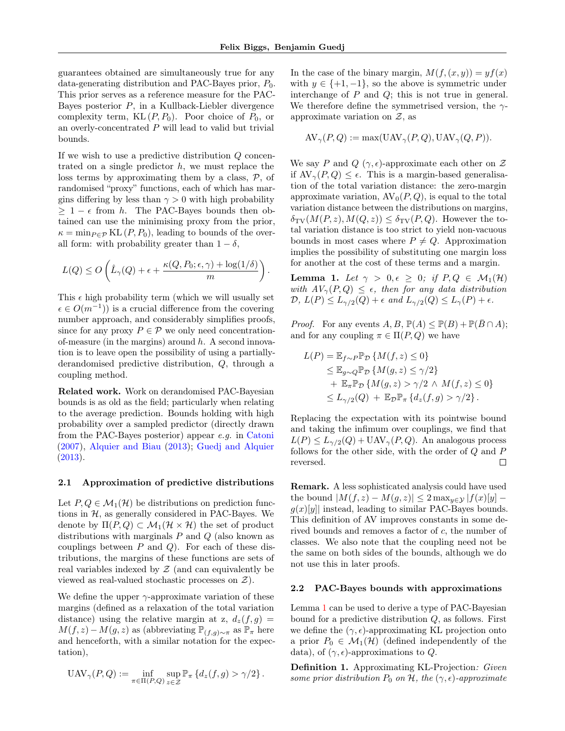guarantees obtained are simultaneously true for any data-generating distribution and PAC-Bayes prior, $P_0$. This prior serves as a reference measure for the PAC-Bayes posterior $P$, in a Kullback-Leibler divergence complexity term, $\mathrm{KL}(P, P_0)$. Poor choice of $P_0$, or an overly-concentrated $P$ will lead to valid but trivial bounds.

If we wish to use a predictive distribution $Q$ concentrated on a single predictor $h$, we must replace the loss terms by approximating them by a class, $\mathcal{P}$, of randomised "proxy" functions, each of which has margins differing by less than $\gamma > 0$ with high probability $\geq 1 - \epsilon$ from $h$. The PAC-Bayes bounds then obtained can use the minimising proxy from the prior, $\kappa = \min_{P \in \mathcal{P}} \mathrm{KL}(P, P_0)$, leading to bounds of the overall form: with probability greater than $1 - \delta$,

$$L(Q) \leq O\left(\hat{L}_\gamma(Q) + \epsilon + \frac{\kappa(Q, P_0; \epsilon, \gamma) + \log(1/\delta)}{m}\right).$$

This $\epsilon$ high probability term (which we will usually set $\epsilon \in O(m^{-1})$) is a crucial difference from the covering number approach, and considerably simplifies proofs, since for any proxy $P \in \mathcal{P}$ we only need concentration-of-measure (in the margins) around $h$. A second innovation is to leave open the possibility of using a partially-derandomised predictive distribution, $Q$, through a coupling method.

**Related work.** Work on derandomised PAC-Bayesian bounds is as old as the field; particularly when relating to the average prediction. Bounds holding with high probability over a sampled predictor (directly drawn from the PAC-Bayes posterior) appear *e.g.* in Catoni (2007), Alquier and Biau (2013); Guedj and Alquier (2013).

### 2.1 Approximation of predictive distributions

Let $P, Q \in \mathcal{M}_1(\mathcal{H})$ be distributions on prediction functions in $\mathcal{H}$, as generally considered in PAC-Bayes. We denote by $\Pi(P, Q) \subset \mathcal{M}_1(\mathcal{H} \times \mathcal{H})$ the set of product distributions with marginals $P$ and $Q$ (also known as couplings between $P$ and $Q$). For each of these distributions, the margins of these functions are sets of real variables indexed by $\mathcal{Z}$ (and can equivalently be viewed as real-valued stochastic processes on $\mathcal{Z}$).

We define the upper $\gamma$-approximate variation of these margins (defined as a relaxation of the total variation distance) using the relative margin at z, $d_z(f, g) = M(f, z) - M(g, z)$ as (abbreviating $\mathbb{P}_{(f,g)\sim\pi}$ as $\mathbb{P}_\pi$ here and henceforth, with a similar notation for the expectation),

$$\mathrm{UAV}_\gamma(P, Q) := \inf_{\pi \in \Pi(P,Q)} \sup_{z \in \mathcal{Z}} \mathbb{P}_\pi \left\{ d_z(f, g) > \gamma/2 \right\}.$$

In the case of the binary margin, $M(f, (x, y)) = y f(x)$ with $y \in \{+1, -1\}$, so the above is symmetric under interchange of $P$ and $Q$; this is not true in general. We therefore define the symmetrised version, the $\gamma$-approximate variation on $\mathcal{Z}$, as

$$\mathrm{AV}_\gamma(P, Q) := \max(\mathrm{UAV}_\gamma(P, Q), \mathrm{UAV}_\gamma(Q, P)).$$

We say $P$ and $Q$ $(\gamma, \epsilon)$-approximate each other on $\mathcal{Z}$ if $\mathrm{AV}_\gamma(P, Q) \leq \epsilon$. This is a margin-based generalisation of the total variation distance: the zero-margin approximate variation, $\mathrm{AV}_0(P, Q)$, is equal to the total variation distance between the distributions on margins, $\delta_{\mathrm{TV}}(M(P, z), M(Q, z)) \leq \delta_{\mathrm{TV}}(P, Q)$. However the total variation distance is too strict to yield non-vacuous bounds in most cases where $P \neq Q$. Approximation implies the possibility of substituting one margin loss for another at the cost of these terms and a margin.

**Lemma 1.** *Let $\gamma > 0, \epsilon \geq 0$; if $P, Q \in \mathcal{M}_1(\mathcal{H})$ with $AV_\gamma(P, Q) \leq \epsilon$, then for any data distribution $\mathcal{D}$, $L(P) \leq L_{\gamma/2}(Q) + \epsilon$ and $L_{\gamma/2}(Q) \leq L_\gamma(P) + \epsilon$.*

*Proof.* For any events $A, B$, $\mathbb{P}(A) \leq \mathbb{P}(B) + \mathbb{P}(\bar{B} \cap A)$; and for any coupling $\pi \in \Pi(P, Q)$ we have

$$\begin{aligned}
L(P) &= \mathbb{E}_{f\sim P}\mathbb{P}_{\mathcal{D}}\left\{M(f, z) \leq 0\right\} \\
&\leq \mathbb{E}_{g\sim Q}\mathbb{P}_{\mathcal{D}}\left\{M(g, z) \leq \gamma/2\right\} \\
&\quad + \mathbb{E}_\pi\mathbb{P}_{\mathcal{D}}\left\{M(g, z) > \gamma/2 \wedge M(f, z) \leq 0\right\} \\
&\leq L_{\gamma/2}(Q) + \mathbb{E}_{\mathcal{D}}\mathbb{P}_\pi\left\{d_z(f, g) > \gamma/2\right\}.
\end{aligned}$$

Replacing the expectation with its pointwise bound and taking the infimum over couplings, we find that $L(P) \leq L_{\gamma/2}(Q) + \mathrm{UAV}_\gamma(P, Q)$. An analogous process follows for the other side, with the order of $Q$ and $P$ reversed. $\square$

**Remark.** A less sophisticated analysis could have used the bound $|M(f, z) - M(g, z)| \leq 2\max_{y\in\mathcal{Y}} |f(x)[y] - g(x)[y]|$ instead, leading to similar PAC-Bayes bounds. This definition of AV improves constants in some derived bounds and removes a factor of $c$, the number of classes. We also note that the coupling need not be the same on both sides of the bounds, although we do not use this in later proofs.

### 2.2 PAC-Bayes bounds with approximations

Lemma 1 can be used to derive a type of PAC-Bayesian bound for a predictive distribution $Q$, as follows. First we define the $(\gamma, \epsilon)$-approximating KL projection onto a prior $P_0 \in \mathcal{M}_1(\mathcal{H})$ (defined independently of the data), of $(\gamma, \epsilon)$-approximations to $Q$.

**Definition 1.** Approximating KL-Projection*: Given some prior distribution $P_0$ on $\mathcal{H}$, the $(\gamma, \epsilon)$-approximate*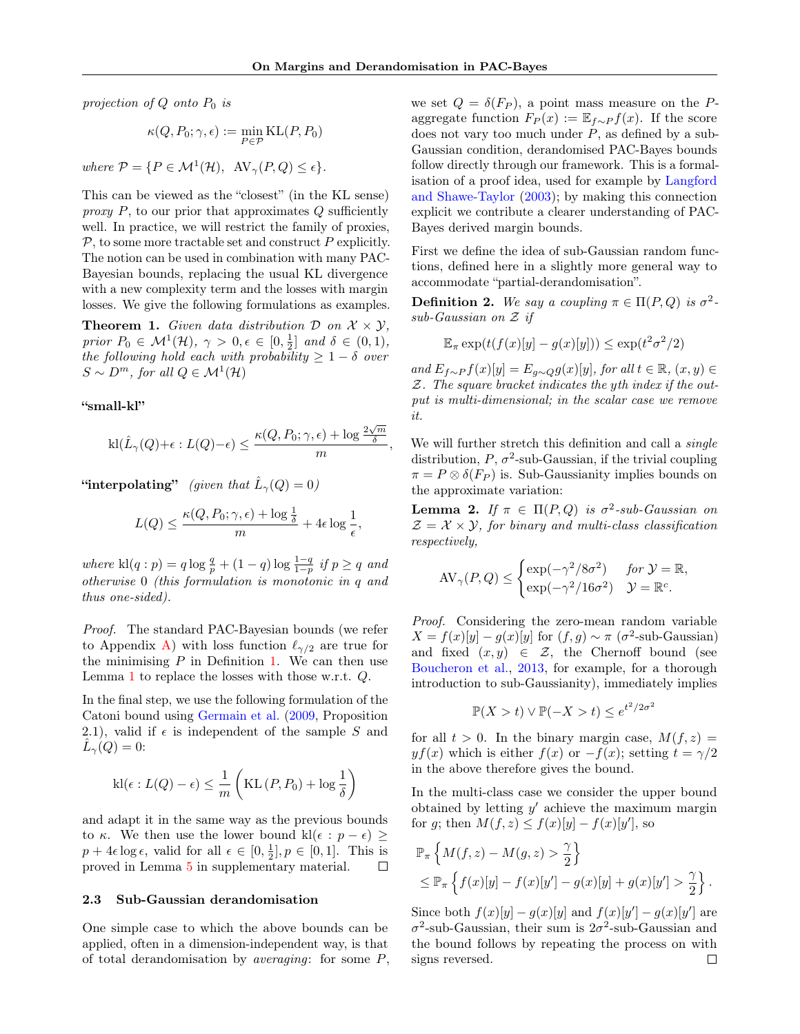*projection of $Q$ onto $P_0$ is*

$$\kappa(Q, P_0; \gamma, \epsilon) := \min_{P \in \mathcal{P}} \mathrm{KL}(P, P_0)$$

*where $\mathcal{P} = \{P \in \mathcal{M}^1(\mathcal{H}),\ \mathrm{AV}_\gamma(P, Q) \leq \epsilon\}$.*

This can be viewed as the "closest" (in the KL sense) *proxy* $P$, to our prior that approximates $Q$ sufficiently well. In practice, we will restrict the family of proxies, $\mathcal{P}$, to some more tractable set and construct $P$ explicitly. The notion can be used in combination with many PAC-Bayesian bounds, replacing the usual KL divergence with a new complexity term and the losses with margin losses. We give the following formulations as examples.

**Theorem 1.** *Given data distribution $\mathcal{D}$ on $\mathcal{X} \times \mathcal{Y}$, prior $P_0 \in \mathcal{M}^1(\mathcal{H})$, $\gamma > 0, \epsilon \in [0, \frac{1}{2}]$ and $\delta \in (0, 1)$, the following hold each with probability $\geq 1 - \delta$ over $S \sim D^m$, for all $Q \in \mathcal{M}^1(\mathcal{H})$*

**"small-kl"**

$$\mathrm{kl}(\hat{L}_\gamma(Q) + \epsilon : L(Q) - \epsilon) \leq \frac{\kappa(Q, P_0; \gamma, \epsilon) + \log \frac{2\sqrt{m}}{\delta}}{m},$$

**"interpolating"** *(given that $\hat{L}_\gamma(Q) = 0$)*

$$L(Q) \leq \frac{\kappa(Q, P_0; \gamma, \epsilon) + \log \frac{1}{\delta}}{m} + 4\epsilon \log \frac{1}{\epsilon},$$

*where $\mathrm{kl}(q : p) = q \log \frac{q}{p} + (1 - q) \log \frac{1-q}{1-p}$ if $p \geq q$ and otherwise 0 (this formulation is monotonic in $q$ and thus one-sided).*

*Proof.* The standard PAC-Bayesian bounds (we refer to Appendix A) with loss function $\ell_{\gamma/2}$ are true for the minimising $P$ in Definition 1. We can then use Lemma 1 to replace the losses with those w.r.t. $Q$.

In the final step, we use the following formulation of the Catoni bound using Germain et al. (2009, Proposition 2.1), valid if $\epsilon$ is independent of the sample $S$ and $\hat{L}_\gamma(Q) = 0$:

$$\mathrm{kl}(\epsilon : L(Q) - \epsilon) \leq \frac{1}{m}\left(\mathrm{KL}\left(P, P_0\right) + \log \frac{1}{\delta}\right)$$

and adapt it in the same way as the previous bounds to $\kappa$. We then use the lower bound $\mathrm{kl}(\epsilon : p - \epsilon) \geq p + 4\epsilon \log \epsilon$, valid for all $\epsilon \in [0, \frac{1}{2}], p \in [0, 1]$. This is proved in Lemma 5 in supplementary material. □

### 2.3 Sub-Gaussian derandomisation

One simple case to which the above bounds can be applied, often in a dimension-independent way, is that of total derandomisation by *averaging*: for some $P$, we set $Q = \delta(F_P)$, a point mass measure on the $P$-aggregate function $F_P(x) := \mathbb{E}_{f \sim P} f(x)$. If the score does not vary too much under $P$, as defined by a sub-Gaussian condition, derandomised PAC-Bayes bounds follow directly through our framework. This is a formalisation of a proof idea, used for example by Langford and Shawe-Taylor (2003); by making this connection explicit we contribute a clearer understanding of PAC-Bayes derived margin bounds.

First we define the idea of sub-Gaussian random functions, defined here in a slightly more general way to accommodate "partial-derandomisation".

**Definition 2.** *We say a coupling $\pi \in \Pi(P, Q)$ is $\sigma^2$-sub-Gaussian on $\mathcal{Z}$ if*

$$\mathbb{E}_\pi \exp(t(f(x)[y] - g(x)[y])) \leq \exp(t^2\sigma^2/2)$$

*and $E_{f \sim P} f(x)[y] = E_{g \sim Q} g(x)[y]$, for all $t \in \mathbb{R}$, $(x, y) \in \mathcal{Z}$. The square bracket indicates the $y$th index if the output is multi-dimensional; in the scalar case we remove it.*

We will further stretch this definition and call a *single* distribution, $P$, $\sigma^2$-sub-Gaussian, if the trivial coupling $\pi = P \otimes \delta(F_P)$ is. Sub-Gaussianity implies bounds on the approximate variation:

**Lemma 2.** *If $\pi \in \Pi(P, Q)$ is $\sigma^2$-sub-Gaussian on $\mathcal{Z} = \mathcal{X} \times \mathcal{Y}$, for binary and multi-class classification respectively,*

$$\mathrm{AV}_\gamma(P, Q) \leq \begin{cases} \exp(-\gamma^2/8\sigma^2) & \text{for } \mathcal{Y} = \mathbb{R}, \\ \exp(-\gamma^2/16\sigma^2) & \mathcal{Y} = \mathbb{R}^c. \end{cases}$$

*Proof.* Considering the zero-mean random variable $X = f(x)[y] - g(x)[y]$ for $(f, g) \sim \pi$ ($\sigma^2$-sub-Gaussian) and fixed $(x, y) \in \mathcal{Z}$, the Chernoff bound (see Boucheron et al., 2013, for example, for a thorough introduction to sub-Gaussianity), immediately implies

$$\mathbb{P}(X > t) \vee \mathbb{P}(-X > t) \leq e^{t^2/2\sigma^2}$$

for all $t > 0$. In the binary margin case, $M(f, z) = yf(x)$ which is either $f(x)$ or $-f(x)$; setting $t = \gamma/2$ in the above therefore gives the bound.

In the multi-class case we consider the upper bound obtained by letting $y'$ achieve the maximum margin for $g$; then $M(f, z) \leq f(x)[y] - f(x)[y']$, so

$$\begin{aligned} &\mathbb{P}_\pi \left\{ M(f, z) - M(g, z) > \frac{\gamma}{2} \right\} \\ &\leq \mathbb{P}_\pi \left\{ f(x)[y] - f(x)[y'] - g(x)[y] + g(x)[y'] > \frac{\gamma}{2} \right\}. \end{aligned}$$

Since both $f(x)[y] - g(x)[y]$ and $f(x)[y'] - g(x)[y']$ are $\sigma^2$-sub-Gaussian, their sum is $2\sigma^2$-sub-Gaussian and the bound follows by repeating the process on with signs reversed. □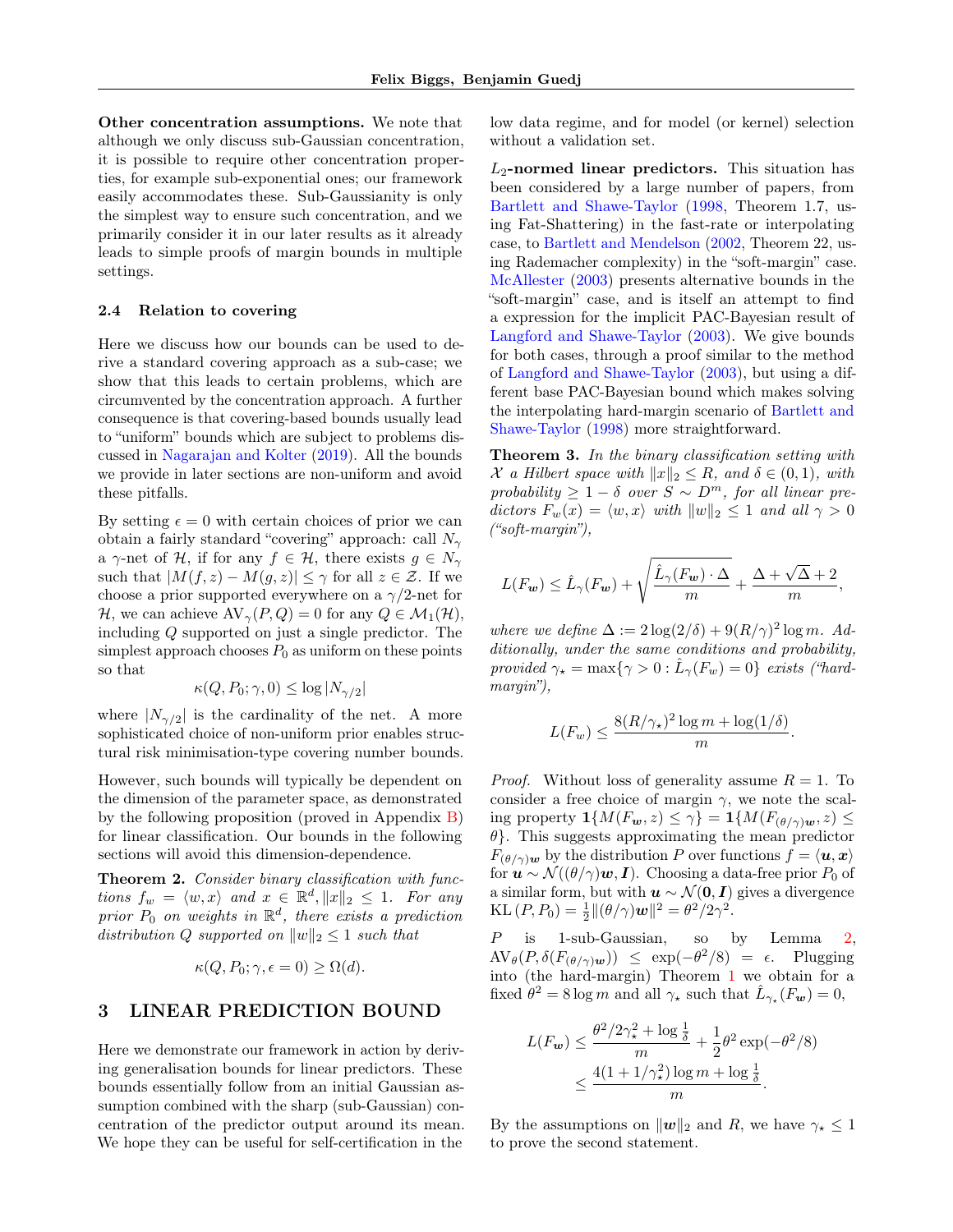**Other concentration assumptions.** We note that although we only discuss sub-Gaussian concentration, it is possible to require other concentration properties, for example sub-exponential ones; our framework easily accommodates these. Sub-Gaussianity is only the simplest way to ensure such concentration, and we primarily consider it in our later results as it already leads to simple proofs of margin bounds in multiple settings.

### 2.4 Relation to covering

Here we discuss how our bounds can be used to derive a standard covering approach as a sub-case; we show that this leads to certain problems, which are circumvented by the concentration approach. A further consequence is that covering-based bounds usually lead to "uniform" bounds which are subject to problems discussed in Nagarajan and Kolter (2019). All the bounds we provide in later sections are non-uniform and avoid these pitfalls.

By setting $\epsilon = 0$ with certain choices of prior we can obtain a fairly standard "covering" approach: call $N_\gamma$ a $\gamma$-net of $\mathcal{H}$, if for any $f \in \mathcal{H}$, there exists $g \in N_\gamma$ such that $|M(f, z) - M(g, z)| \le \gamma$ for all $z \in \mathcal{Z}$. If we choose a prior supported everywhere on a $\gamma/2$-net for $\mathcal{H}$, we can achieve $\mathrm{AV}_\gamma(P, Q) = 0$ for any $Q \in \mathcal{M}_1(\mathcal{H})$, including $Q$ supported on just a single predictor. The simplest approach chooses $P_0$ as uniform on these points so that

$$\kappa(Q, P_0; \gamma, 0) \le \log |N_{\gamma/2}|$$

where $|N_{\gamma/2}|$ is the cardinality of the net. A more sophisticated choice of non-uniform prior enables structural risk minimisation-type covering number bounds.

However, such bounds will typically be dependent on the dimension of the parameter space, as demonstrated by the following proposition (proved in Appendix B) for linear classification. Our bounds in the following sections will avoid this dimension-dependence.

**Theorem 2.** *Consider binary classification with functions $f_w = \langle w, x\rangle$ and $x \in \mathbb{R}^d, \|x\|_2 \le 1$. For any prior $P_0$ on weights in $\mathbb{R}^d$, there exists a prediction distribution $Q$ supported on $\|w\|_2 \le 1$ such that*

$$\kappa(Q, P_0; \gamma, \epsilon = 0) \ge \Omega(d).$$

## 3 LINEAR PREDICTION BOUND

Here we demonstrate our framework in action by deriving generalisation bounds for linear predictors. These bounds essentially follow from an initial Gaussian assumption combined with the sharp (sub-Gaussian) concentration of the predictor output around its mean. We hope they can be useful for self-certification in the low data regime, and for model (or kernel) selection without a validation set.

**$L_2$-normed linear predictors.** This situation has been considered by a large number of papers, from Bartlett and Shawe-Taylor (1998, Theorem 1.7, using Fat-Shattering) in the fast-rate or interpolating case, to Bartlett and Mendelson (2002, Theorem 22, using Rademacher complexity) in the "soft-margin" case. McAllester (2003) presents alternative bounds in the "soft-margin" case, and is itself an attempt to find a expression for the implicit PAC-Bayesian result of Langford and Shawe-Taylor (2003). We give bounds for both cases, through a proof similar to the method of Langford and Shawe-Taylor (2003), but using a different base PAC-Bayesian bound which makes solving the interpolating hard-margin scenario of Bartlett and Shawe-Taylor (1998) more straightforward.

**Theorem 3.** *In the binary classification setting with $\mathcal{X}$ a Hilbert space with $\|x\|_2 \le R$, and $\delta \in (0, 1)$, with probability $\ge 1 - \delta$ over $S \sim D^m$, for all linear predictors $F_w(x) = \langle w, x\rangle$ with $\|w\|_2 \le 1$ and all $\gamma > 0$ ("soft-margin"),*

$$L(F_{\boldsymbol{w}}) \le \hat{L}_\gamma(F_{\boldsymbol{w}}) + \sqrt{\frac{\hat{L}_\gamma(F_{\boldsymbol{w}}) \cdot \Delta}{m}} + \frac{\Delta + \sqrt{\Delta} + 2}{m},$$

*where we define $\Delta := 2\log(2/\delta) + 9(R/\gamma)^2 \log m$. Additionally, under the same conditions and probability, provided $\gamma_\star = \max\{\gamma > 0 : \hat{L}_\gamma(F_w) = 0\}$ exists ("hard-margin"),*

$$L(F_w) \le \frac{8(R/\gamma_\star)^2 \log m + \log(1/\delta)}{m}.$$

*Proof.* Without loss of generality assume $R = 1$. To consider a free choice of margin $\gamma$, we note the scaling property $\mathbf{1}\{M(F_{\boldsymbol{w}}, z) \le \gamma\} = \mathbf{1}\{M(F_{(\theta/\gamma)\boldsymbol{w}}, z) \le \theta\}$. This suggests approximating the mean predictor $F_{(\theta/\gamma)\boldsymbol{w}}$ by the distribution $P$ over functions $f = \langle \boldsymbol{u}, \boldsymbol{x}\rangle$ for $\boldsymbol{u} \sim \mathcal{N}((\theta/\gamma)\boldsymbol{w}, \boldsymbol{I})$. Choosing a data-free prior $P_0$ of a similar form, but with $\boldsymbol{u} \sim \mathcal{N}(\boldsymbol{0}, \boldsymbol{I})$ gives a divergence $\mathrm{KL}(P, P_0) = \frac{1}{2}\|(\theta/\gamma)\boldsymbol{w}\|^2 = \theta^2/2\gamma^2$.

$P$ is 1-sub-Gaussian, so by Lemma 2, $\mathrm{AV}_\theta(P, \delta(F_{(\theta/\gamma)\boldsymbol{w}})) \le \exp(-\theta^2/8) = \epsilon$. Plugging into (the hard-margin) Theorem 1 we obtain for a fixed $\theta^2 = 8\log m$ and all $\gamma_\star$ such that $\hat{L}_{\gamma_\star}(F_{\boldsymbol{w}}) = 0$,

$$\begin{aligned}
L(F_{\boldsymbol{w}}) &\le \frac{\theta^2/2\gamma_\star^2 + \log\frac{1}{\delta}}{m} + \frac{1}{2}\theta^2 \exp(-\theta^2/8) \\
&\le \frac{4(1 + 1/\gamma_\star^2)\log m + \log\frac{1}{\delta}}{m}.
\end{aligned}$$

By the assumptions on $\|\boldsymbol{w}\|_2$ and $R$, we have $\gamma_\star \le 1$ to prove the second statement.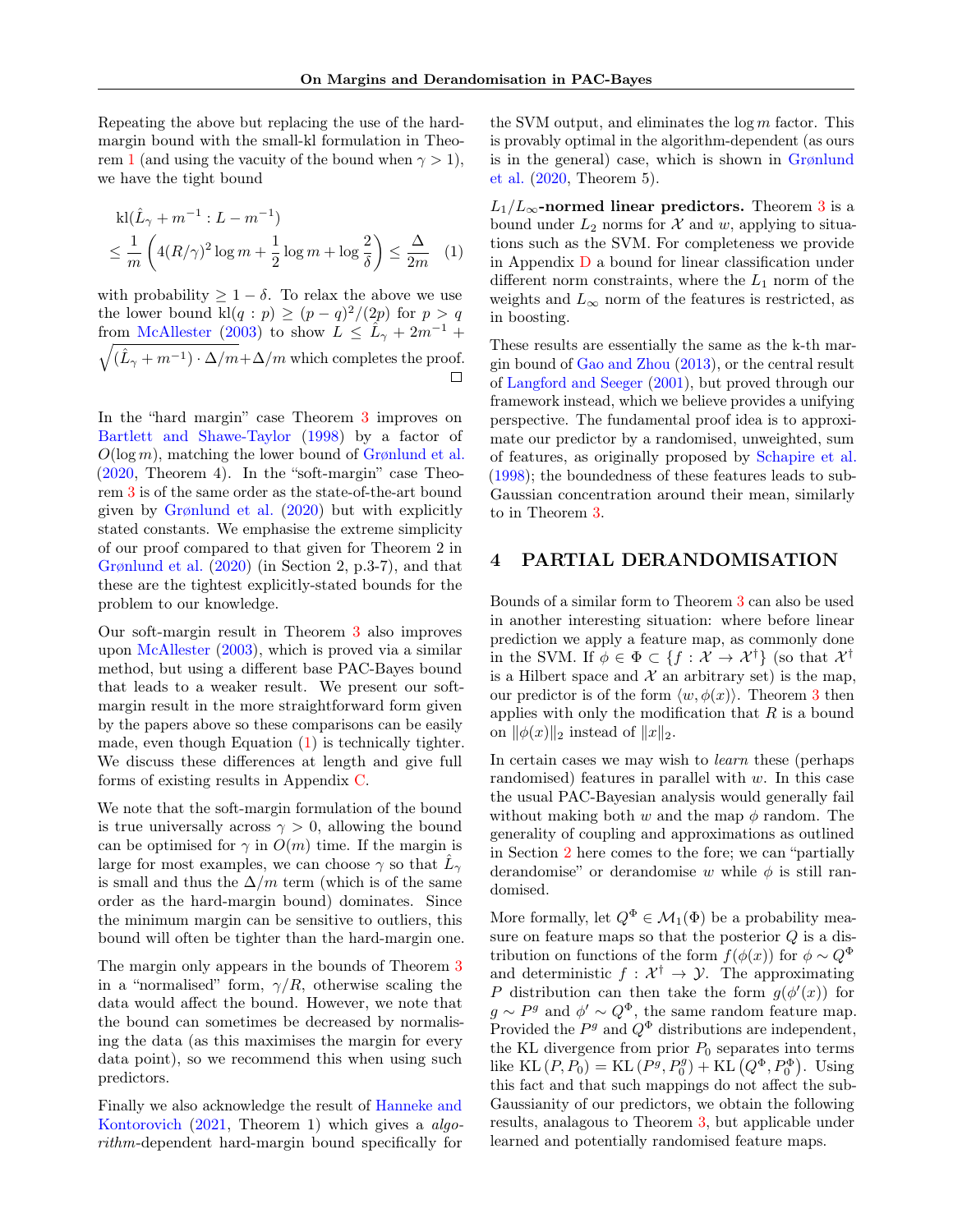Repeating the above but replacing the use of the hard-margin bound with the small-kl formulation in Theorem 1 (and using the vacuity of the bound when $\gamma > 1$), we have the tight bound

$$\text{kl}(\hat{L}_\gamma + m^{-1} : L - m^{-1}) \leq \frac{1}{m}\left(4(R/\gamma)^2 \log m + \frac{1}{2}\log m + \log\frac{2}{\delta}\right) \leq \frac{\Delta}{2m} \quad (1)$$

with probability $\geq 1 - \delta$. To relax the above we use the lower bound $\text{kl}(q : p) \geq (p-q)^2/(2p)$ for $p > q$ from McAllester (2003) to show $L \leq \hat{L}_\gamma + 2m^{-1} + \sqrt{(\hat{L}_\gamma + m^{-1}) \cdot \Delta/m} + \Delta/m$ which completes the proof. □

In the "hard margin" case Theorem 3 improves on Bartlett and Shawe-Taylor (1998) by a factor of $O(\log m)$, matching the lower bound of Grønlund et al. (2020, Theorem 4). In the "soft-margin" case Theorem 3 is of the same order as the state-of-the-art bound given by Grønlund et al. (2020) but with explicitly stated constants. We emphasise the extreme simplicity of our proof compared to that given for Theorem 2 in Grønlund et al. (2020) (in Section 2, p.3-7), and that these are the tightest explicitly-stated bounds for the problem to our knowledge.

Our soft-margin result in Theorem 3 also improves upon McAllester (2003), which is proved via a similar method, but using a different base PAC-Bayes bound that leads to a weaker result. We present our soft-margin result in the more straightforward form given by the papers above so these comparisons can be easily made, even though Equation (1) is technically tighter. We discuss these differences at length and give full forms of existing results in Appendix C.

We note that the soft-margin formulation of the bound is true universally across $\gamma > 0$, allowing the bound can be optimised for $\gamma$ in $O(m)$ time. If the margin is large for most examples, we can choose $\gamma$ so that $\hat{L}_\gamma$ is small and thus the $\Delta/m$ term (which is of the same order as the hard-margin bound) dominates. Since the minimum margin can be sensitive to outliers, this bound will often be tighter than the hard-margin one.

The margin only appears in the bounds of Theorem 3 in a "normalised" form, $\gamma/R$, otherwise scaling the data would affect the bound. However, we note that the bound can sometimes be decreased by normalising the data (as this maximises the margin for every data point), so we recommend this when using such predictors.

Finally we also acknowledge the result of Hanneke and Kontorovich (2021, Theorem 1) which gives a *algorithm*-dependent hard-margin bound specifically for the SVM output, and eliminates the $\log m$ factor. This is provably optimal in the algorithm-dependent (as ours is in the general) case, which is shown in Grønlund et al. (2020, Theorem 5).

**$L_1/L_\infty$-normed linear predictors.** Theorem 3 is a bound under $L_2$ norms for $\mathcal{X}$ and $w$, applying to situations such as the SVM. For completeness we provide in Appendix D a bound for linear classification under different norm constraints, where the $L_1$ norm of the weights and $L_\infty$ norm of the features is restricted, as in boosting.

These results are essentially the same as the k-th margin bound of Gao and Zhou (2013), or the central result of Langford and Seeger (2001), but proved through our framework instead, which we believe provides a unifying perspective. The fundamental proof idea is to approximate our predictor by a randomised, unweighted, sum of features, as originally proposed by Schapire et al. (1998); the boundedness of these features leads to sub-Gaussian concentration around their mean, similarly to in Theorem 3.

## 4 PARTIAL DERANDOMISATION

Bounds of a similar form to Theorem 3 can also be used in another interesting situation: where before linear prediction we apply a feature map, as commonly done in the SVM. If $\phi \in \Phi \subset \{f : \mathcal{X} \to \mathcal{X}^\dagger\}$ (so that $\mathcal{X}^\dagger$ is a Hilbert space and $\mathcal{X}$ an arbitrary set) is the map, our predictor is of the form $\langle w, \phi(x)\rangle$. Theorem 3 then applies with only the modification that $R$ is a bound on $\|\phi(x)\|_2$ instead of $\|x\|_2$.

In certain cases we may wish to *learn* these (perhaps randomised) features in parallel with $w$. In this case the usual PAC-Bayesian analysis would generally fail without making both $w$ and the map $\phi$ random. The generality of coupling and approximations as outlined in Section 2 here comes to the fore; we can "partially derandomise" or derandomise $w$ while $\phi$ is still randomised.

More formally, let $Q^\Phi \in \mathcal{M}_1(\Phi)$ be a probability measure on feature maps so that the posterior $Q$ is a distribution on functions of the form $f(\phi(x))$ for $\phi \sim Q^\Phi$ and deterministic $f : \mathcal{X}^\dagger \to \mathcal{Y}$. The approximating $P$ distribution can then take the form $g(\phi'(x))$ for $g \sim P^g$ and $\phi' \sim Q^\Phi$, the same random feature map. Provided the $P^g$ and $Q^\Phi$ distributions are independent, the KL divergence from prior $P_0$ separates into terms like $\text{KL}(P, P_0) = \text{KL}(P^g, P_0^g) + \text{KL}(Q^\Phi, P_0^\Phi)$. Using this fact and that such mappings do not affect the sub-Gaussianity of our predictors, we obtain the following results, analagous to Theorem 3, but applicable under learned and potentially randomised feature maps.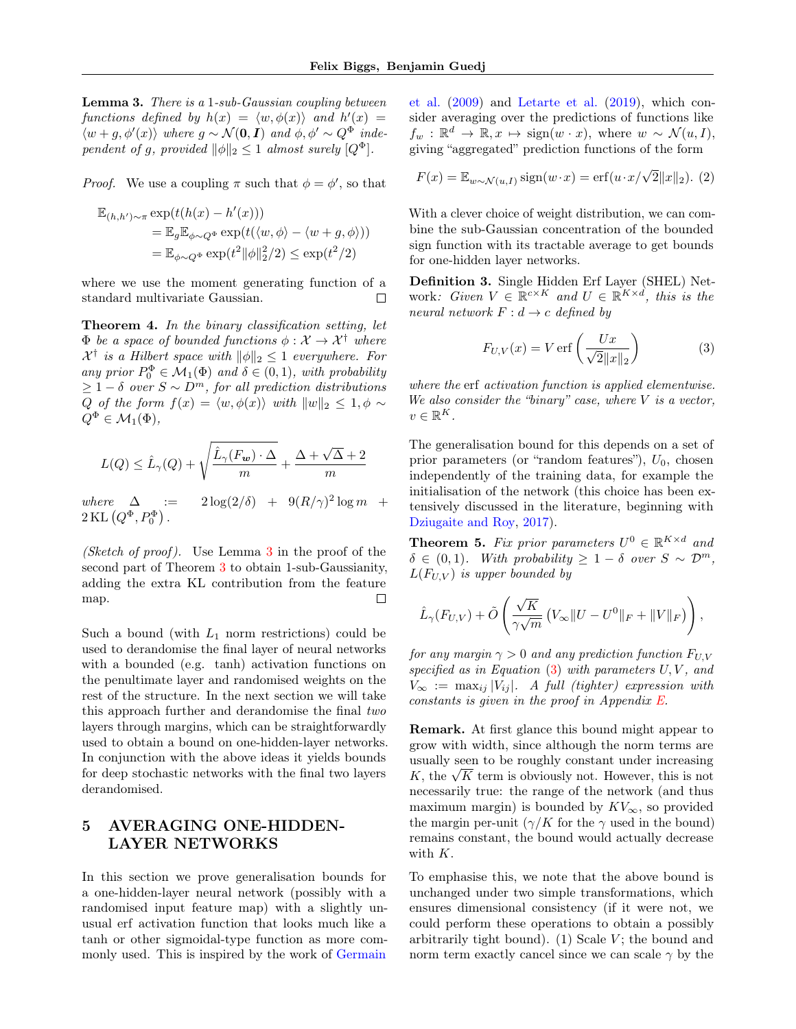**Lemma 3.** *There is a* 1*-sub-Gaussian coupling between functions defined by* $h(x) = \langle w, \phi(x) \rangle$ *and* $h'(x) = \langle w + g, \phi'(x) \rangle$ *where* $g \sim \mathcal{N}(\mathbf{0}, \boldsymbol{I})$ *and* $\phi, \phi' \sim Q^\Phi$ *independent of* $g$*, provided* $\|\phi\|_2 \leq 1$ *almost surely* $[Q^\Phi]$*.*

*Proof.* We use a coupling $\pi$ such that $\phi = \phi'$, so that

$$\begin{aligned}
&\mathbb{E}_{(h,h')\sim\pi} \exp(t(h(x) - h'(x))) \\
&\quad = \mathbb{E}_g \mathbb{E}_{\phi\sim Q^\Phi} \exp(t(\langle w, \phi \rangle - \langle w + g, \phi \rangle)) \\
&\quad = \mathbb{E}_{\phi\sim Q^\Phi} \exp(t^2 \|\phi\|_2^2/2) \leq \exp(t^2/2)
\end{aligned}$$

where we use the moment generating function of a standard multivariate Gaussian. □

**Theorem 4.** *In the binary classification setting, let* $\Phi$ *be a space of bounded functions* $\phi : \mathcal{X} \to \mathcal{X}^\dagger$ *where* $\mathcal{X}^\dagger$ *is a Hilbert space with* $\|\phi\|_2 \leq 1$ *everywhere. For any prior* $P_0^\Phi \in \mathcal{M}_1(\Phi)$ *and* $\delta \in (0, 1)$*, with probability* $\geq 1 - \delta$ *over* $S \sim D^m$*, for all prediction distributions* $Q$ *of the form* $f(x) = \langle w, \phi(x) \rangle$ *with* $\|w\|_2 \leq 1, \phi \sim Q^\Phi \in \mathcal{M}_1(\Phi)$*,*

$$L(Q) \leq \hat{L}_\gamma(Q) + \sqrt{\frac{\hat{L}_\gamma(F_{\boldsymbol{w}}) \cdot \Delta}{m}} + \frac{\Delta + \sqrt{\Delta} + 2}{m}$$

*where* $\Delta := 2\log(2/\delta) + 9(R/\gamma)^2 \log m + 2\,\mathrm{KL}\left(Q^\Phi, P_0^\Phi\right)$*.*

*(Sketch of proof).* Use Lemma 3 in the proof of the second part of Theorem 3 to obtain 1-sub-Gaussianity, adding the extra KL contribution from the feature map. □

Such a bound (with $L_1$ norm restrictions) could be used to derandomise the final layer of neural networks with a bounded (e.g. tanh) activation functions on the penultimate layer and randomised weights on the rest of the structure. In the next section we will take this approach further and derandomise the final *two* layers through margins, which can be straightforwardly used to obtain a bound on one-hidden-layer networks. In conjunction with the above ideas it yields bounds for deep stochastic networks with the final two layers derandomised.

## 5 AVERAGING ONE-HIDDEN-LAYER NETWORKS

In this section we prove generalisation bounds for a one-hidden-layer neural network (possibly with a randomised input feature map) with a slightly unusual erf activation function that looks much like a tanh or other sigmoidal-type function as more commonly used. This is inspired by the work of Germain et al. (2009) and Letarte et al. (2019), which consider averaging over the predictions of functions like $f_w : \mathbb{R}^d \to \mathbb{R}, x \mapsto \mathrm{sign}(w \cdot x)$, where $w \sim \mathcal{N}(u, I)$, giving "aggregated" prediction functions of the form

$$F(x) = \mathbb{E}_{w\sim\mathcal{N}(u,I)} \,\mathrm{sign}(w \cdot x) = \mathrm{erf}(u \cdot x/\sqrt{2}\|x\|_2). \quad (2)$$

With a clever choice of weight distribution, we can combine the sub-Gaussian concentration of the bounded sign function with its tractable average to get bounds for one-hidden layer networks.

**Definition 3.** Single Hidden Erf Layer (SHEL) Network*: Given* $V \in \mathbb{R}^{c\times K}$ *and* $U \in \mathbb{R}^{K\times d}$*, this is the neural network* $F : d \to c$ *defined by*

$$F_{U,V}(x) = V \,\mathrm{erf}\left(\frac{Ux}{\sqrt{2}\|x\|_2}\right) \quad (3)$$

*where the* erf *activation function is applied elementwise. We also consider the "binary" case, where* $V$ *is a vector,* $v \in \mathbb{R}^K$*.*

The generalisation bound for this depends on a set of prior parameters (or "random features"), $U_0$, chosen independently of the training data, for example the initialisation of the network (this choice has been extensively discussed in the literature, beginning with Dziugaite and Roy, 2017).

**Theorem 5.** *Fix prior parameters* $U^0 \in \mathbb{R}^{K\times d}$ *and* $\delta \in (0, 1)$*. With probability* $\geq 1 - \delta$ *over* $S \sim \mathcal{D}^m$*,* $L(F_{U,V})$ *is upper bounded by*

$$\hat{L}_\gamma(F_{U,V}) + \tilde{O}\left(\frac{\sqrt{K}}{\gamma\sqrt{m}}\left(V_\infty\|U - U^0\|_F + \|V\|_F\right)\right),$$

*for any margin* $\gamma > 0$ *and any prediction function* $F_{U,V}$ *specified as in Equation (3) with parameters* $U, V$*, and* $V_\infty := \max_{ij} |V_{ij}|$*. A full (tighter) expression with constants is given in the proof in Appendix E.*

**Remark.** At first glance this bound might appear to grow with width, since although the norm terms are usually seen to be roughly constant under increasing $K$, the $\sqrt{K}$ term is obviously not. However, this is not necessarily true: the range of the network (and thus maximum margin) is bounded by $KV_\infty$, so provided the margin per-unit ($\gamma/K$ for the $\gamma$ used in the bound) remains constant, the bound would actually decrease with $K$.

To emphasise this, we note that the above bound is unchanged under two simple transformations, which ensures dimensional consistency (if it were not, we could perform these operations to obtain a possibly arbitrarily tight bound). (1) Scale $V$; the bound and norm term exactly cancel since we can scale $\gamma$ by the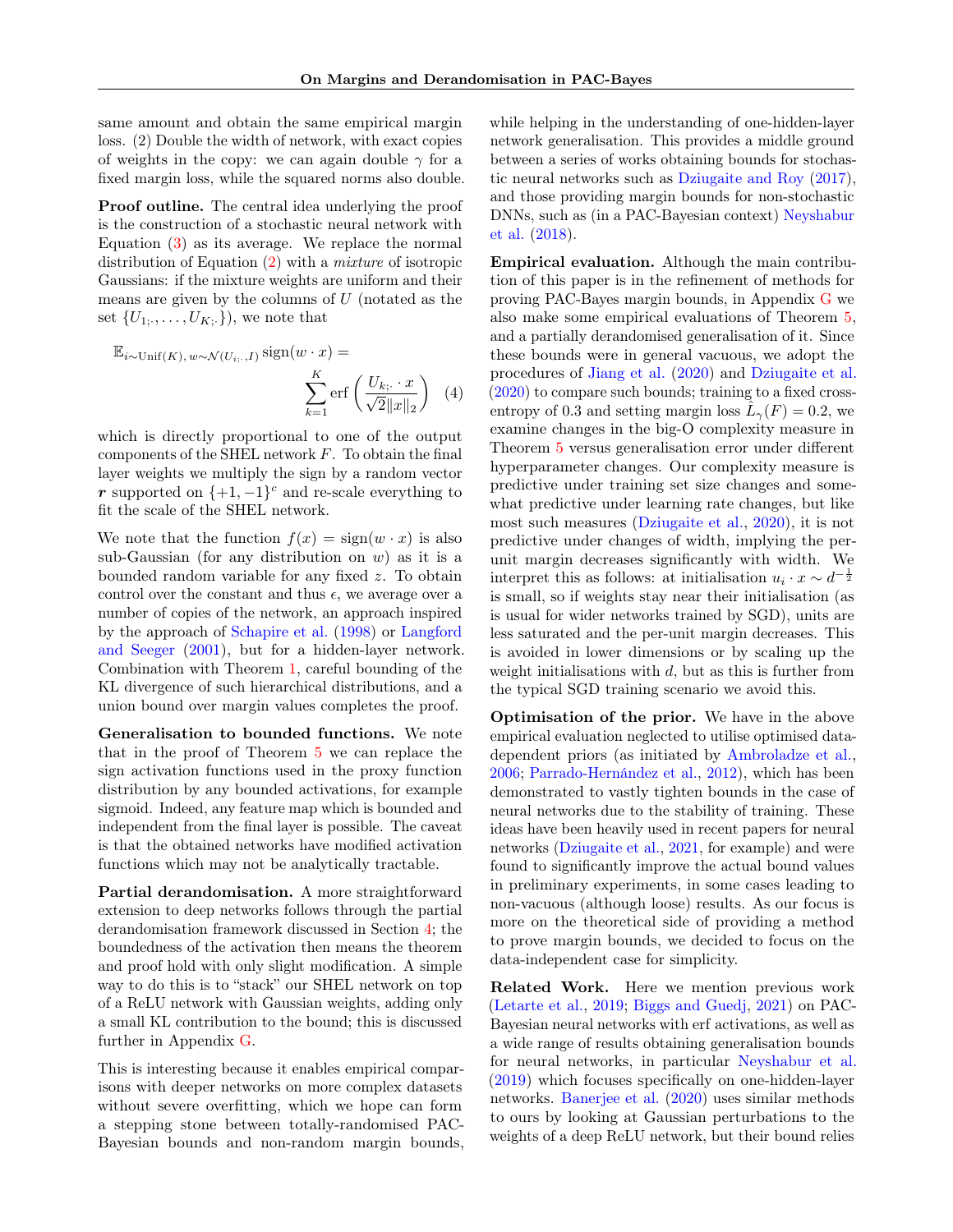same amount and obtain the same empirical margin loss. (2) Double the width of network, with exact copies of weights in the copy: we can again double $\gamma$ for a fixed margin loss, while the squared norms also double.

**Proof outline.** The central idea underlying the proof is the construction of a stochastic neural network with Equation (3) as its average. We replace the normal distribution of Equation (2) with a *mixture* of isotropic Gaussians: if the mixture weights are uniform and their means are given by the columns of $U$ (notated as the set $\{U_{1;\cdot}, \ldots, U_{K;\cdot}\}$), we note that

$$\mathbb{E}_{i\sim\text{Unif}(K),\, w\sim\mathcal{N}(U_{i;\cdot}, I)} \operatorname{sign}(w \cdot x) = \sum_{k=1}^{K} \operatorname{erf}\left(\frac{U_{k;\cdot} \cdot x}{\sqrt{2}\|x\|_2}\right) \quad (4)$$

which is directly proportional to one of the output components of the SHEL network $F$. To obtain the final layer weights we multiply the sign by a random vector $\boldsymbol{r}$ supported on $\{+1, -1\}^c$ and re-scale everything to fit the scale of the SHEL network.

We note that the function $f(x) = \operatorname{sign}(w \cdot x)$ is also sub-Gaussian (for any distribution on $w$) as it is a bounded random variable for any fixed $z$. To obtain control over the constant and thus $\epsilon$, we average over a number of copies of the network, an approach inspired by the approach of Schapire et al. (1998) or Langford and Seeger (2001), but for a hidden-layer network. Combination with Theorem 1, careful bounding of the KL divergence of such hierarchical distributions, and a union bound over margin values completes the proof.

**Generalisation to bounded functions.** We note that in the proof of Theorem 5 we can replace the sign activation functions used in the proxy function distribution by any bounded activations, for example sigmoid. Indeed, any feature map which is bounded and independent from the final layer is possible. The caveat is that the obtained networks have modified activation functions which may not be analytically tractable.

**Partial derandomisation.** A more straightforward extension to deep networks follows through the partial derandomisation framework discussed in Section 4; the boundedness of the activation then means the theorem and proof hold with only slight modification. A simple way to do this is to "stack" our SHEL network on top of a ReLU network with Gaussian weights, adding only a small KL contribution to the bound; this is discussed further in Appendix G.

This is interesting because it enables empirical comparisons with deeper networks on more complex datasets without severe overfitting, which we hope can form a stepping stone between totally-randomised PAC-Bayesian bounds and non-random margin bounds, while helping in the understanding of one-hidden-layer network generalisation. This provides a middle ground between a series of works obtaining bounds for stochastic neural networks such as Dziugaite and Roy (2017), and those providing margin bounds for non-stochastic DNNs, such as (in a PAC-Bayesian context) Neyshabur et al. (2018).

**Empirical evaluation.** Although the main contribution of this paper is in the refinement of methods for proving PAC-Bayes margin bounds, in Appendix G we also make some empirical evaluations of Theorem 5, and a partially derandomised generalisation of it. Since these bounds were in general vacuous, we adopt the procedures of Jiang et al. (2020) and Dziugaite et al. (2020) to compare such bounds; training to a fixed cross-entropy of 0.3 and setting margin loss $\hat{L}_\gamma(F) = 0.2$, we examine changes in the big-O complexity measure in Theorem 5 versus generalisation error under different hyperparameter changes. Our complexity measure is predictive under training set size changes and somewhat predictive under learning rate changes, but like most such measures (Dziugaite et al., 2020), it is not predictive under changes of width, implying the per-unit margin decreases significantly with width. We interpret this as follows: at initialisation $u_i \cdot x \sim d^{-\frac{1}{2}}$ is small, so if weights stay near their initialisation (as is usual for wider networks trained by SGD), units are less saturated and the per-unit margin decreases. This is avoided in lower dimensions or by scaling up the weight initialisations with $d$, but as this is further from the typical SGD training scenario we avoid this.

**Optimisation of the prior.** We have in the above empirical evaluation neglected to utilise optimised data-dependent priors (as initiated by Ambroladze et al., 2006; Parrado-Hernández et al., 2012), which has been demonstrated to vastly tighten bounds in the case of neural networks due to the stability of training. These ideas have been heavily used in recent papers for neural networks (Dziugaite et al., 2021, for example) and were found to significantly improve the actual bound values in preliminary experiments, in some cases leading to non-vacuous (although loose) results. As our focus is more on the theoretical side of providing a method to prove margin bounds, we decided to focus on the data-independent case for simplicity.

**Related Work.** Here we mention previous work (Letarte et al., 2019; Biggs and Guedj, 2021) on PAC-Bayesian neural networks with erf activations, as well as a wide range of results obtaining generalisation bounds for neural networks, in particular Neyshabur et al. (2019) which focuses specifically on one-hidden-layer networks. Banerjee et al. (2020) uses similar methods to ours by looking at Gaussian perturbations to the weights of a deep ReLU network, but their bound relies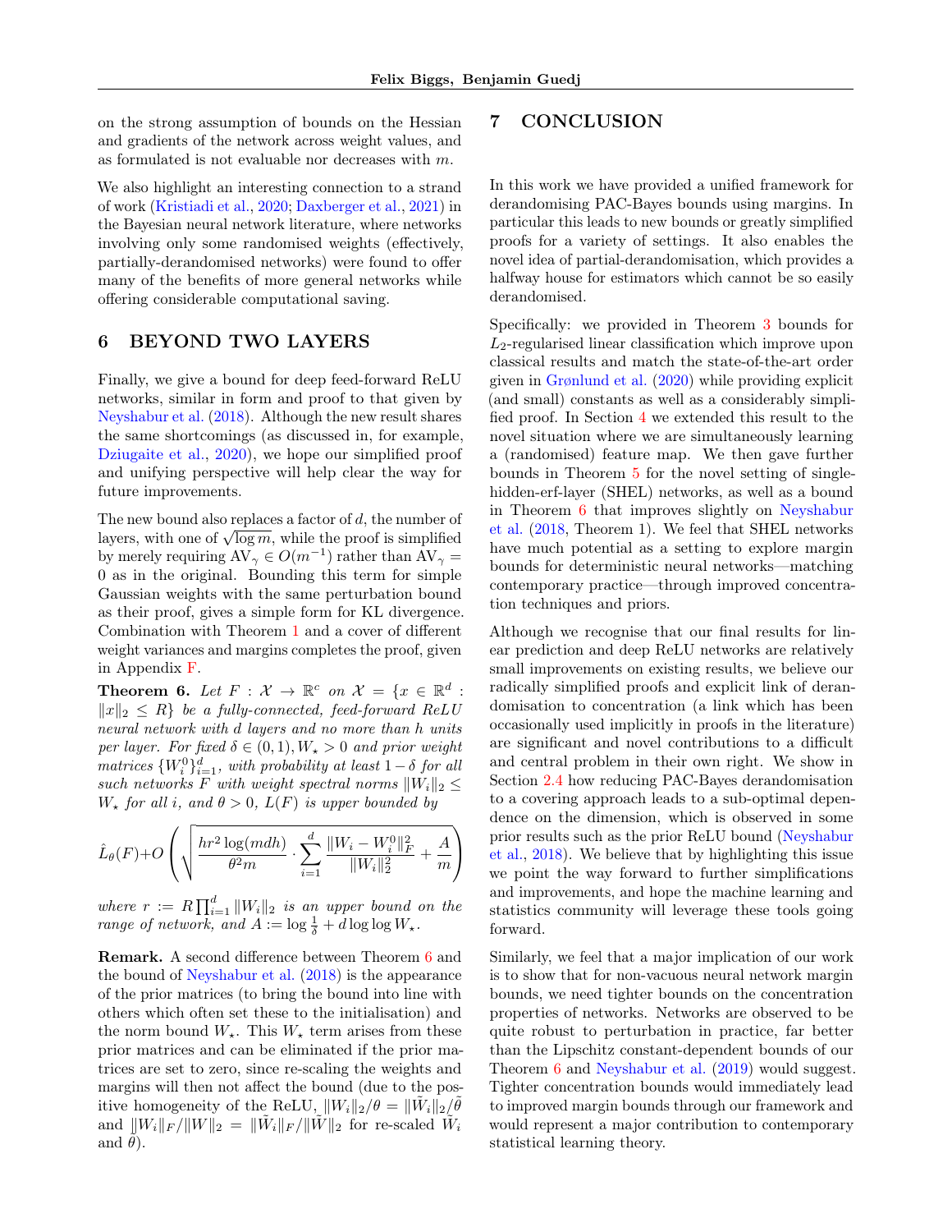on the strong assumption of bounds on the Hessian and gradients of the network across weight values, and as formulated is not evaluable nor decreases with $m$.

We also highlight an interesting connection to a strand of work (Kristiadi et al., 2020; Daxberger et al., 2021) in the Bayesian neural network literature, where networks involving only some randomised weights (effectively, partially-derandomised networks) were found to offer many of the benefits of more general networks while offering considerable computational saving.

## 6 BEYOND TWO LAYERS

Finally, we give a bound for deep feed-forward ReLU networks, similar in form and proof to that given by Neyshabur et al. (2018). Although the new result shares the same shortcomings (as discussed in, for example, Dziugaite et al., 2020), we hope our simplified proof and unifying perspective will help clear the way for future improvements.

The new bound also replaces a factor of $d$, the number of layers, with one of $\sqrt{\log m}$, while the proof is simplified by merely requiring $\mathrm{AV}_\gamma \in O(m^{-1})$ rather than $\mathrm{AV}_\gamma = 0$ as in the original. Bounding this term for simple Gaussian weights with the same perturbation bound as their proof, gives a simple form for KL divergence. Combination with Theorem 1 and a cover of different weight variances and margins completes the proof, given in Appendix F.

**Theorem 6.** *Let $F : \mathcal{X} \to \mathbb{R}^c$ on $\mathcal{X} = \{x \in \mathbb{R}^d : \|x\|_2 \leq R\}$ be a fully-connected, feed-forward ReLU neural network with $d$ layers and no more than $h$ units per layer. For fixed $\delta \in (0, 1)$, $W_\star > 0$ and prior weight matrices $\{W_i^0\}_{i=1}^d$, with probability at least $1-\delta$ for all such networks $F$ with weight spectral norms $\|W_i\|_2 \leq W_\star$ for all $i$, and $\theta > 0$, $L(F)$ is upper bounded by*

$$\hat{L}_\theta(F) + O\left(\sqrt{\frac{hr^2 \log(mdh)}{\theta^2 m} \cdot \sum_{i=1}^d \frac{\|W_i - W_i^0\|_F^2}{\|W_i\|_2^2} + \frac{A}{m}}\right)$$

*where $r := R \prod_{i=1}^d \|W_i\|_2$ is an upper bound on the range of network, and $A := \log \frac{1}{\delta} + d \log \log W_\star$.*

**Remark.** A second difference between Theorem 6 and the bound of Neyshabur et al. (2018) is the appearance of the prior matrices (to bring the bound into line with others which often set these to the initialisation) and the norm bound $W_\star$. This $W_\star$ term arises from these prior matrices and can be eliminated if the prior matrices are set to zero, since re-scaling the weights and margins will then not affect the bound (due to the positive homogeneity of the ReLU, $\|W_i\|_2/\theta = \|\tilde{W}_i\|_2/\tilde{\theta}$ and $\|W_i\|_F/\|W\|_2 = \|\tilde{W}_i\|_F/\|\tilde{W}\|_2$ for re-scaled $\tilde{W}_i$ and $\tilde{\theta}$).

## 7 CONCLUSION

In this work we have provided a unified framework for derandomising PAC-Bayes bounds using margins. In particular this leads to new bounds or greatly simplified proofs for a variety of settings. It also enables the novel idea of partial-derandomisation, which provides a halfway house for estimators which cannot be so easily derandomised.

Specifically: we provided in Theorem 3 bounds for $L_2$-regularised linear classification which improve upon classical results and match the state-of-the-art order given in Grønlund et al. (2020) while providing explicit (and small) constants as well as a considerably simplified proof. In Section 4 we extended this result to the novel situation where we are simultaneously learning a (randomised) feature map. We then gave further bounds in Theorem 5 for the novel setting of single-hidden-erf-layer (SHEL) networks, as well as a bound in Theorem 6 that improves slightly on Neyshabur et al. (2018, Theorem 1). We feel that SHEL networks have much potential as a setting to explore margin bounds for deterministic neural networks—matching contemporary practice—through improved concentration techniques and priors.

Although we recognise that our final results for linear prediction and deep ReLU networks are relatively small improvements on existing results, we believe our radically simplified proofs and explicit link of derandomisation to concentration (a link which has been occasionally used implicitly in proofs in the literature) are significant and novel contributions to a difficult and central problem in their own right. We show in Section 2.4 how reducing PAC-Bayes derandomisation to a covering approach leads to a sub-optimal dependence on the dimension, which is observed in some prior results such as the prior ReLU bound (Neyshabur et al., 2018). We believe that by highlighting this issue we point the way forward to further simplifications and improvements, and hope the machine learning and statistics community will leverage these tools going forward.

Similarly, we feel that a major implication of our work is to show that for non-vacuous neural network margin bounds, we need tighter bounds on the concentration properties of networks. Networks are observed to be quite robust to perturbation in practice, far better than the Lipschitz constant-dependent bounds of our Theorem 6 and Neyshabur et al. (2019) would suggest. Tighter concentration bounds would immediately lead to improved margin bounds through our framework and would represent a major contribution to contemporary statistical learning theory.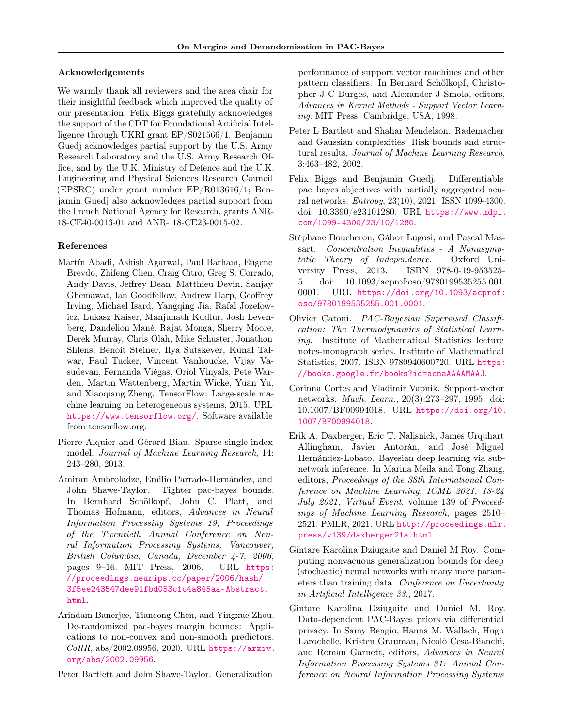### Acknowledgements

We warmly thank all reviewers and the area chair for their insightful feedback which improved the quality of our presentation. Felix Biggs gratefully acknowledges the support of the CDT for Foundational Artificial Intelligence through UKRI grant EP/S021566/1. Benjamin Guedj acknowledges partial support by the U.S. Army Research Laboratory and the U.S. Army Research Office, and by the U.K. Ministry of Defence and the U.K. Engineering and Physical Sciences Research Council (EPSRC) under grant number EP/R013616/1; Benjamin Guedj also acknowledges partial support from the French National Agency for Research, grants ANR-18-CE40-0016-01 and ANR- 18-CE23-0015-02.

### References

Martín Abadi, Ashish Agarwal, Paul Barham, Eugene Brevdo, Zhifeng Chen, Craig Citro, Greg S. Corrado, Andy Davis, Jeffrey Dean, Matthieu Devin, Sanjay Ghemawat, Ian Goodfellow, Andrew Harp, Geoffrey Irving, Michael Isard, Yangqing Jia, Rafal Jozefowicz, Lukasz Kaiser, Manjunath Kudlur, Josh Levenberg, Dandelion Mané, Rajat Monga, Sherry Moore, Derek Murray, Chris Olah, Mike Schuster, Jonathon Shlens, Benoit Steiner, Ilya Sutskever, Kunal Talwar, Paul Tucker, Vincent Vanhoucke, Vijay Vasudevan, Fernanda Viégas, Oriol Vinyals, Pete Warden, Martin Wattenberg, Martin Wicke, Yuan Yu, and Xiaoqiang Zheng. TensorFlow: Large-scale machine learning on heterogeneous systems, 2015. URL https://www.tensorflow.org/. Software available from tensorflow.org.

Pierre Alquier and Gérard Biau. Sparse single-index model. *Journal of Machine Learning Research*, 14: 243–280, 2013.

Amiran Ambroladze, Emilio Parrado-Hernández, and John Shawe-Taylor. Tighter pac-bayes bounds. In Bernhard Schölkopf, John C. Platt, and Thomas Hofmann, editors, *Advances in Neural Information Processing Systems 19, Proceedings of the Twentieth Annual Conference on Neural Information Processing Systems, Vancouver, British Columbia, Canada, December 4-7, 2006*, pages 9–16. MIT Press, 2006. URL https://proceedings.neurips.cc/paper/2006/hash/3f5ee243547dee91fbd053c1c4a845aa-Abstract.html.

Arindam Banerjee, Tiancong Chen, and Yingxue Zhou. De-randomized pac-bayes margin bounds: Applications to non-convex and non-smooth predictors. *CoRR*, abs/2002.09956, 2020. URL https://arxiv.org/abs/2002.09956.

Peter Bartlett and John Shawe-Taylor. Generalization performance of support vector machines and other pattern classifiers. In Bernhard Schölkopf, Christopher J C Burges, and Alexander J Smola, editors, *Advances in Kernel Methods - Support Vector Learning*. MIT Press, Cambridge, USA, 1998.

Peter L Bartlett and Shahar Mendelson. Rademacher and Gaussian complexities: Risk bounds and structural results. *Journal of Machine Learning Research*, 3:463–482, 2002.

Felix Biggs and Benjamin Guedj. Differentiable pac–bayes objectives with partially aggregated neural networks. *Entropy*, 23(10), 2021. ISSN 1099-4300. doi: 10.3390/e23101280. URL https://www.mdpi.com/1099-4300/23/10/1280.

Stéphane Boucheron, Gábor Lugosi, and Pascal Massart. *Concentration Inequalities - A Nonasymptotic Theory of Independence*. Oxford University Press, 2013. ISBN 978-0-19-953525-5. doi: 10.1093/acprof:oso/9780199535255.001.0001. URL https://doi.org/10.1093/acprof:oso/9780199535255.001.0001.

Olivier Catoni. *PAC-Bayesian Supervised Classification: The Thermodynamics of Statistical Learning*. Institute of Mathematical Statistics lecture notes-monograph series. Institute of Mathematical Statistics, 2007. ISBN 9780940600720. URL https://books.google.fr/books?id=acnaAAAAMAAJ.

Corinna Cortes and Vladimir Vapnik. Support-vector networks. *Mach. Learn.*, 20(3):273–297, 1995. doi: 10.1007/BF00994018. URL https://doi.org/10.1007/BF00994018.

Erik A. Daxberger, Eric T. Nalisnick, James Urquhart Allingham, Javier Antorán, and José Miguel Hernández-Lobato. Bayesian deep learning via subnetwork inference. In Marina Meila and Tong Zhang, editors, *Proceedings of the 38th International Conference on Machine Learning, ICML 2021, 18-24 July 2021, Virtual Event*, volume 139 of *Proceedings of Machine Learning Research*, pages 2510–2521. PMLR, 2021. URL http://proceedings.mlr.press/v139/daxberger21a.html.

Gintare Karolina Dziugaite and Daniel M Roy. Computing nonvacuous generalization bounds for deep (stochastic) neural networks with many more parameters than training data. *Conference on Uncertainty in Artificial Intelligence 33.*, 2017.

Gintare Karolina Dziugaite and Daniel M. Roy. Data-dependent PAC-Bayes priors via differential privacy. In Samy Bengio, Hanna M. Wallach, Hugo Larochelle, Kristen Grauman, Nicolò Cesa-Bianchi, and Roman Garnett, editors, *Advances in Neural Information Processing Systems 31: Annual Conference on Neural Information Processing Systems*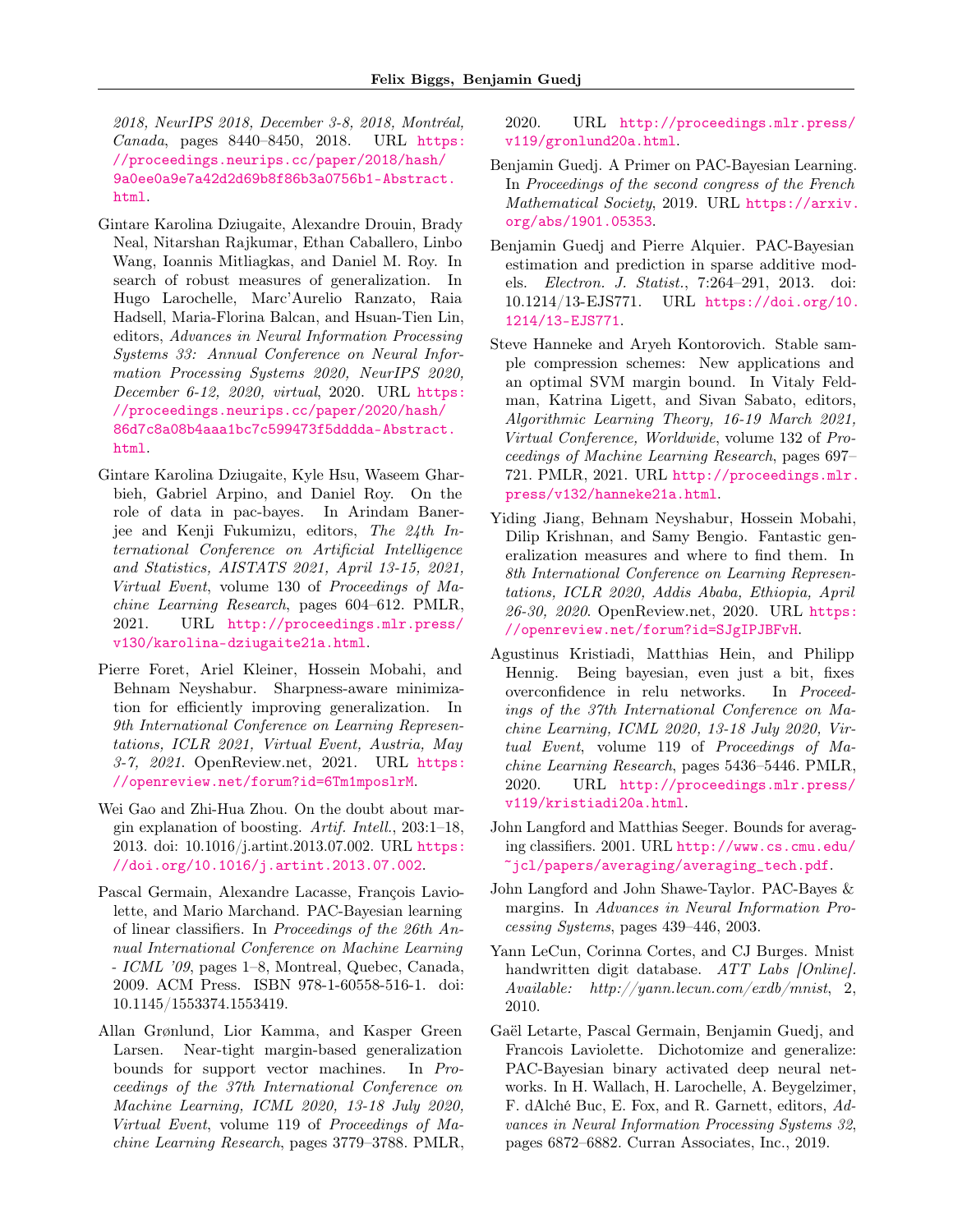2018, NeurIPS 2018, December 3-8, 2018, Montréal, Canada, pages 8440–8450, 2018. URL https://proceedings.neurips.cc/paper/2018/hash/9a0ee0a9e7a42d2d69b8f86b3a0756b1-Abstract.html.

Gintare Karolina Dziugaite, Alexandre Drouin, Brady Neal, Nitarshan Rajkumar, Ethan Caballero, Linbo Wang, Ioannis Mitliagkas, and Daniel M. Roy. In search of robust measures of generalization. In Hugo Larochelle, Marc'Aurelio Ranzato, Raia Hadsell, Maria-Florina Balcan, and Hsuan-Tien Lin, editors, *Advances in Neural Information Processing Systems 33: Annual Conference on Neural Information Processing Systems 2020, NeurIPS 2020, December 6-12, 2020, virtual*, 2020. URL https://proceedings.neurips.cc/paper/2020/hash/86d7c8a08b4aaa1bc7c599473f5dddda-Abstract.html.

Gintare Karolina Dziugaite, Kyle Hsu, Waseem Gharbieh, Gabriel Arpino, and Daniel Roy. On the role of data in pac-bayes. In Arindam Banerjee and Kenji Fukumizu, editors, *The 24th International Conference on Artificial Intelligence and Statistics, AISTATS 2021, April 13-15, 2021, Virtual Event*, volume 130 of *Proceedings of Machine Learning Research*, pages 604–612. PMLR, 2021. URL http://proceedings.mlr.press/v130/karolina-dziugaite21a.html.

Pierre Foret, Ariel Kleiner, Hossein Mobahi, and Behnam Neyshabur. Sharpness-aware minimization for efficiently improving generalization. In *9th International Conference on Learning Representations, ICLR 2021, Virtual Event, Austria, May 3-7, 2021*. OpenReview.net, 2021. URL https://openreview.net/forum?id=6Tm1mposlrM.

Wei Gao and Zhi-Hua Zhou. On the doubt about margin explanation of boosting. *Artif. Intell.*, 203:1–18, 2013. doi: 10.1016/j.artint.2013.07.002. URL https://doi.org/10.1016/j.artint.2013.07.002.

Pascal Germain, Alexandre Lacasse, François Laviolette, and Mario Marchand. PAC-Bayesian learning of linear classifiers. In *Proceedings of the 26th Annual International Conference on Machine Learning - ICML '09*, pages 1–8, Montreal, Quebec, Canada, 2009. ACM Press. ISBN 978-1-60558-516-1. doi: 10.1145/1553374.1553419.

Allan Grønlund, Lior Kamma, and Kasper Green Larsen. Near-tight margin-based generalization bounds for support vector machines. In *Proceedings of the 37th International Conference on Machine Learning, ICML 2020, 13-18 July 2020, Virtual Event*, volume 119 of *Proceedings of Machine Learning Research*, pages 3779–3788. PMLR, 2020. URL http://proceedings.mlr.press/v119/gronlund20a.html.

Benjamin Guedj. A Primer on PAC-Bayesian Learning. In *Proceedings of the second congress of the French Mathematical Society*, 2019. URL https://arxiv.org/abs/1901.05353.

Benjamin Guedj and Pierre Alquier. PAC-Bayesian estimation and prediction in sparse additive models. *Electron. J. Statist.*, 7:264–291, 2013. doi: 10.1214/13-EJS771. URL https://doi.org/10.1214/13-EJS771.

Steve Hanneke and Aryeh Kontorovich. Stable sample compression schemes: New applications and an optimal SVM margin bound. In Vitaly Feldman, Katrina Ligett, and Sivan Sabato, editors, *Algorithmic Learning Theory, 16-19 March 2021, Virtual Conference, Worldwide*, volume 132 of *Proceedings of Machine Learning Research*, pages 697–721. PMLR, 2021. URL http://proceedings.mlr.press/v132/hanneke21a.html.

Yiding Jiang, Behnam Neyshabur, Hossein Mobahi, Dilip Krishnan, and Samy Bengio. Fantastic generalization measures and where to find them. In *8th International Conference on Learning Representations, ICLR 2020, Addis Ababa, Ethiopia, April 26-30, 2020*. OpenReview.net, 2020. URL https://openreview.net/forum?id=SJgIPJBFvH.

Agustinus Kristiadi, Matthias Hein, and Philipp Hennig. Being bayesian, even just a bit, fixes overconfidence in relu networks. In *Proceedings of the 37th International Conference on Machine Learning, ICML 2020, 13-18 July 2020, Virtual Event*, volume 119 of *Proceedings of Machine Learning Research*, pages 5436–5446. PMLR, 2020. URL http://proceedings.mlr.press/v119/kristiadi20a.html.

John Langford and Matthias Seeger. Bounds for averaging classifiers. 2001. URL http://www.cs.cmu.edu/~jcl/papers/averaging/averaging_tech.pdf.

John Langford and John Shawe-Taylor. PAC-Bayes & margins. In *Advances in Neural Information Processing Systems*, pages 439–446, 2003.

Yann LeCun, Corinna Cortes, and CJ Burges. Mnist handwritten digit database. *ATT Labs [Online]. Available: http://yann.lecun.com/exdb/mnist*, 2, 2010.

Gaël Letarte, Pascal Germain, Benjamin Guedj, and Francois Laviolette. Dichotomize and generalize: PAC-Bayesian binary activated deep neural networks. In H. Wallach, H. Larochelle, A. Beygelzimer, F. dAlché Buc, E. Fox, and R. Garnett, editors, *Advances in Neural Information Processing Systems 32*, pages 6872–6882. Curran Associates, Inc., 2019.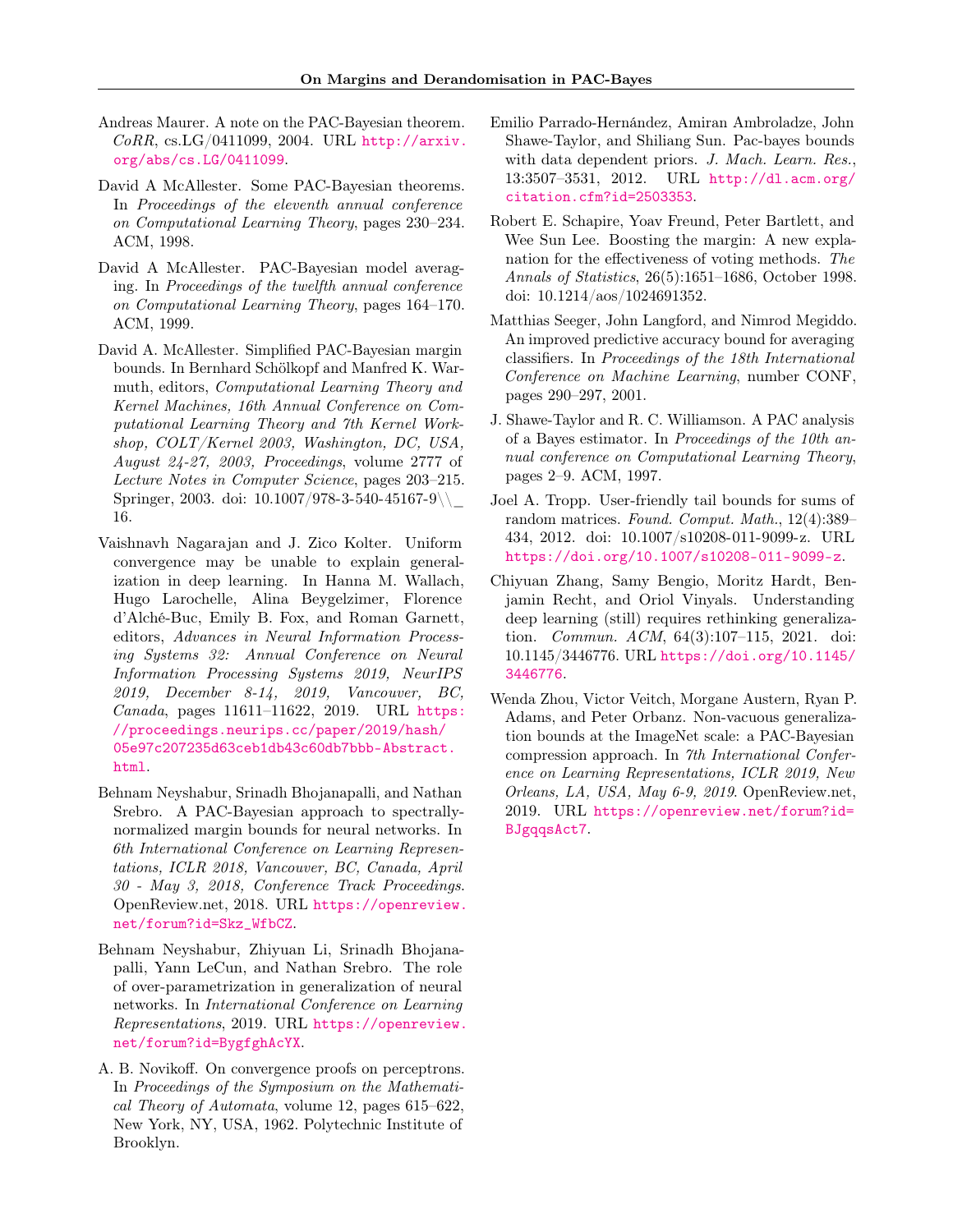Andreas Maurer. A note on the PAC-Bayesian theorem. *CoRR*, cs.LG/0411099, 2004. URL http://arxiv.org/abs/cs.LG/0411099.

David A McAllester. Some PAC-Bayesian theorems. In *Proceedings of the eleventh annual conference on Computational Learning Theory*, pages 230–234. ACM, 1998.

David A McAllester. PAC-Bayesian model averaging. In *Proceedings of the twelfth annual conference on Computational Learning Theory*, pages 164–170. ACM, 1999.

David A. McAllester. Simplified PAC-Bayesian margin bounds. In Bernhard Schölkopf and Manfred K. Warmuth, editors, *Computational Learning Theory and Kernel Machines, 16th Annual Conference on Computational Learning Theory and 7th Kernel Workshop, COLT/Kernel 2003, Washington, DC, USA, August 24-27, 2003, Proceedings*, volume 2777 of *Lecture Notes in Computer Science*, pages 203–215. Springer, 2003. doi: 10.1007/978-3-540-45167-9\\_16.

Vaishnavh Nagarajan and J. Zico Kolter. Uniform convergence may be unable to explain generalization in deep learning. In Hanna M. Wallach, Hugo Larochelle, Alina Beygelzimer, Florence d'Alché-Buc, Emily B. Fox, and Roman Garnett, editors, *Advances in Neural Information Processing Systems 32: Annual Conference on Neural Information Processing Systems 2019, NeurIPS 2019, December 8-14, 2019, Vancouver, BC, Canada*, pages 11611–11622, 2019. URL https://proceedings.neurips.cc/paper/2019/hash/05e97c207235d63ceb1db43c60db7bbb-Abstract.html.

Behnam Neyshabur, Srinadh Bhojanapalli, and Nathan Srebro. A PAC-Bayesian approach to spectrally-normalized margin bounds for neural networks. In *6th International Conference on Learning Representations, ICLR 2018, Vancouver, BC, Canada, April 30 - May 3, 2018, Conference Track Proceedings*. OpenReview.net, 2018. URL https://openreview.net/forum?id=Skz_WfbCZ.

Behnam Neyshabur, Zhiyuan Li, Srinadh Bhojanapalli, Yann LeCun, and Nathan Srebro. The role of over-parametrization in generalization of neural networks. In *International Conference on Learning Representations*, 2019. URL https://openreview.net/forum?id=BygfghAcYX.

A. B. Novikoff. On convergence proofs on perceptrons. In *Proceedings of the Symposium on the Mathematical Theory of Automata*, volume 12, pages 615–622, New York, NY, USA, 1962. Polytechnic Institute of Brooklyn.

Emilio Parrado-Hernández, Amiran Ambroladze, John Shawe-Taylor, and Shiliang Sun. Pac-bayes bounds with data dependent priors. *J. Mach. Learn. Res.*, 13:3507–3531, 2012. URL http://dl.acm.org/citation.cfm?id=2503353.

Robert E. Schapire, Yoav Freund, Peter Bartlett, and Wee Sun Lee. Boosting the margin: A new explanation for the effectiveness of voting methods. *The Annals of Statistics*, 26(5):1651–1686, October 1998. doi: 10.1214/aos/1024691352.

Matthias Seeger, John Langford, and Nimrod Megiddo. An improved predictive accuracy bound for averaging classifiers. In *Proceedings of the 18th International Conference on Machine Learning*, number CONF, pages 290–297, 2001.

J. Shawe-Taylor and R. C. Williamson. A PAC analysis of a Bayes estimator. In *Proceedings of the 10th annual conference on Computational Learning Theory*, pages 2–9. ACM, 1997.

Joel A. Tropp. User-friendly tail bounds for sums of random matrices. *Found. Comput. Math.*, 12(4):389–434, 2012. doi: 10.1007/s10208-011-9099-z. URL https://doi.org/10.1007/s10208-011-9099-z.

Chiyuan Zhang, Samy Bengio, Moritz Hardt, Benjamin Recht, and Oriol Vinyals. Understanding deep learning (still) requires rethinking generalization. *Commun. ACM*, 64(3):107–115, 2021. doi: 10.1145/3446776. URL https://doi.org/10.1145/3446776.

Wenda Zhou, Victor Veitch, Morgane Austern, Ryan P. Adams, and Peter Orbanz. Non-vacuous generalization bounds at the ImageNet scale: a PAC-Bayesian compression approach. In *7th International Conference on Learning Representations, ICLR 2019, New Orleans, LA, USA, May 6-9, 2019*. OpenReview.net, 2019. URL https://openreview.net/forum?id=BJgqqsAct7.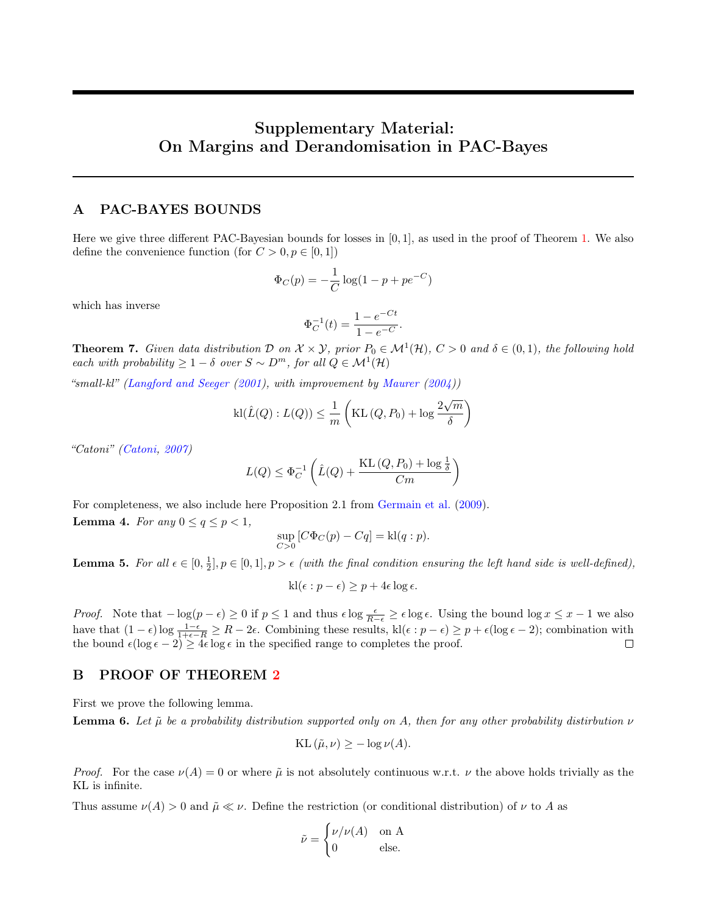# Supplementary Material: On Margins and Derandomisation in PAC-Bayes

## A PAC-BAYES BOUNDS

Here we give three different PAC-Bayesian bounds for losses in $[0, 1]$, as used in the proof of Theorem 1. We also define the convenience function (for $C > 0, p \in [0, 1]$)

$$\Phi_C(p) = -\frac{1}{C}\log(1 - p + pe^{-C})$$

which has inverse

$$\Phi_C^{-1}(t) = \frac{1 - e^{-Ct}}{1 - e^{-C}}.$$

**Theorem 7.** *Given data distribution $\mathcal{D}$ on $\mathcal{X} \times \mathcal{Y}$, prior $P_0 \in \mathcal{M}^1(\mathcal{H})$, $C > 0$ and $\delta \in (0, 1)$, the following hold each with probability $\geq 1 - \delta$ over $S \sim D^m$, for all $Q \in \mathcal{M}^1(\mathcal{H})$*

*"small-kl" (Langford and Seeger (2001), with improvement by Maurer (2004))*

$$\mathrm{kl}(\hat{L}(Q) : L(Q)) \leq \frac{1}{m}\left(\mathrm{KL}\left(Q, P_0\right) + \log\frac{2\sqrt{m}}{\delta}\right)$$

*"Catoni" (Catoni, 2007)*

$$L(Q) \leq \Phi_C^{-1}\left(\hat{L}(Q) + \frac{\mathrm{KL}\left(Q, P_0\right) + \log\frac{1}{\delta}}{Cm}\right)$$

For completeness, we also include here Proposition 2.1 from Germain et al. (2009).

**Lemma 4.** *For any $0 \leq q \leq p < 1$,*

$$\sup_{C>0}\left[C\Phi_C(p) - Cq\right] = \mathrm{kl}(q : p).$$

**Lemma 5.** *For all $\epsilon \in [0, \frac{1}{2}], p \in [0, 1], p > \epsilon$ (with the final condition ensuring the left hand side is well-defined),*

$$\mathrm{kl}(\epsilon : p - \epsilon) \geq p + 4\epsilon\log\epsilon.$$

*Proof.* Note that $-\log(p - \epsilon) \geq 0$ if $p \leq 1$ and thus $\epsilon\log\frac{\epsilon}{R-\epsilon} \geq \epsilon\log\epsilon$. Using the bound $\log x \leq x - 1$ we also have that $(1 - \epsilon)\log\frac{1-\epsilon}{1+\epsilon-R} \geq R - 2\epsilon$. Combining these results, $\mathrm{kl}(\epsilon : p - \epsilon) \geq p + \epsilon(\log\epsilon - 2)$; combination with the bound $\epsilon(\log\epsilon - 2) \geq 4\epsilon\log\epsilon$ in the specified range to completes the proof. $\square$

## B PROOF OF THEOREM 2

First we prove the following lemma.

**Lemma 6.** *Let $\tilde{\mu}$ be a probability distribution supported only on $A$, then for any other probability distirbution $\nu$*

$$\mathrm{KL}\left(\tilde{\mu}, \nu\right) \geq -\log\nu(A).$$

*Proof.* For the case $\nu(A) = 0$ or where $\tilde{\mu}$ is not absolutely continuous w.r.t. $\nu$ the above holds trivially as the KL is infinite.

Thus assume $\nu(A) > 0$ and $\tilde{\mu} \ll \nu$. Define the restriction (or conditional distribution) of $\nu$ to $A$ as

$$\tilde{\nu} = \begin{cases} \nu/\nu(A) & \text{on A} \\ 0 & \text{else.} \end{cases}$$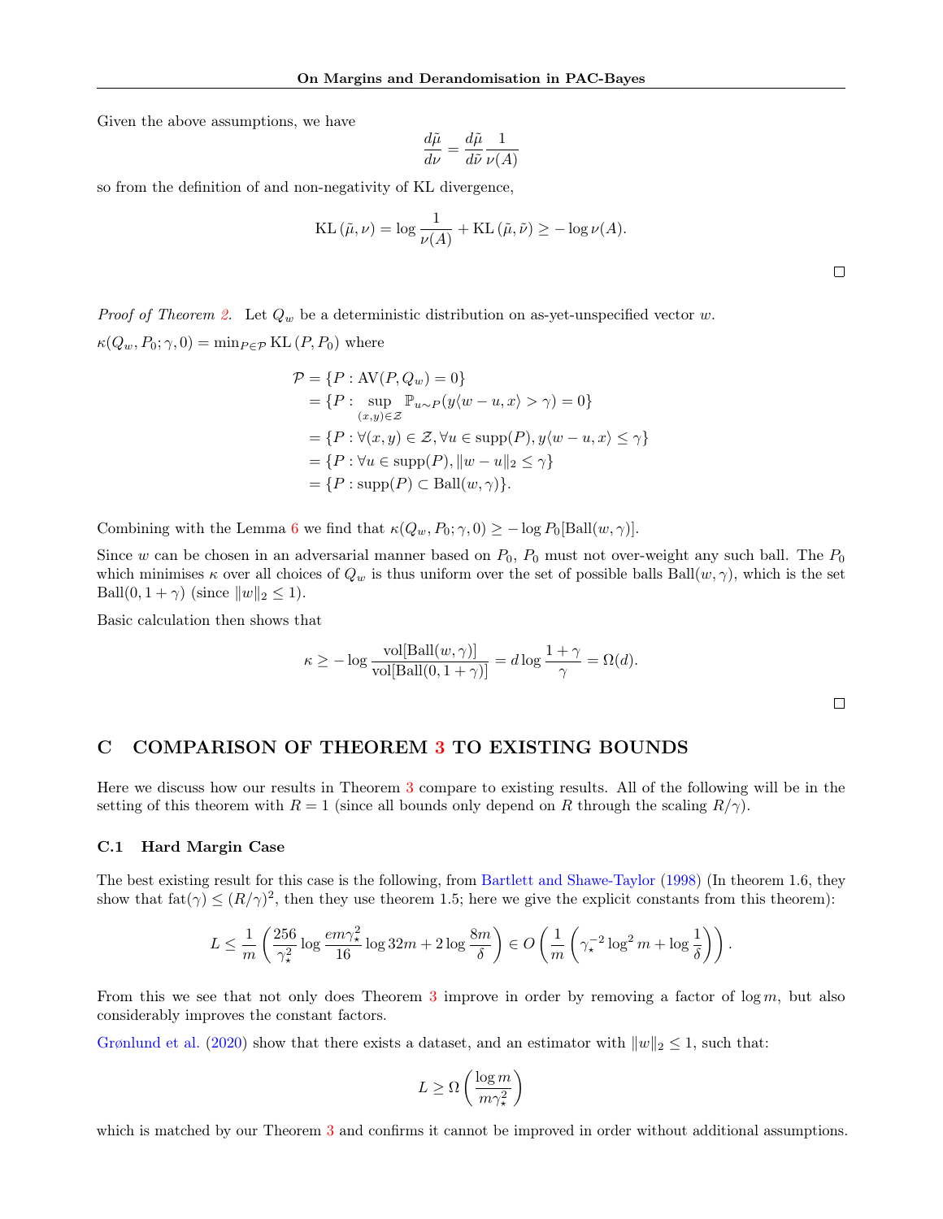Given the above assumptions, we have

$$\frac{d\tilde{\mu}}{d\nu} = \frac{d\tilde{\mu}}{d\tilde{\nu}} \frac{1}{\nu(A)}$$

so from the definition of and non-negativity of KL divergence,

$$\mathrm{KL}\left(\tilde{\mu}, \nu\right) = \log \frac{1}{\nu(A)} + \mathrm{KL}\left(\tilde{\mu}, \tilde{\nu}\right) \geq -\log \nu(A).$$

□

*Proof of Theorem 2.* Let $Q_w$ be a deterministic distribution on as-yet-unspecified vector $w$.

$\kappa(Q_w, P_0; \gamma, 0) = \min_{P \in \mathcal{P}} \mathrm{KL}\left(P, P_0\right)$ where

$$\begin{aligned}
\mathcal{P} &= \{P : \mathrm{AV}(P, Q_w) = 0\} \\
&= \{P : \sup_{(x,y) \in \mathcal{Z}} \mathbb{P}_{u \sim P}(y\langle w - u, x\rangle > \gamma) = 0\} \\
&= \{P : \forall (x, y) \in \mathcal{Z}, \forall u \in \mathrm{supp}(P), y\langle w - u, x\rangle \leq \gamma\} \\
&= \{P : \forall u \in \mathrm{supp}(P), \|w - u\|_2 \leq \gamma\} \\
&= \{P : \mathrm{supp}(P) \subset \mathrm{Ball}(w, \gamma)\}.
\end{aligned}$$

Combining with the Lemma 6 we find that $\kappa(Q_w, P_0; \gamma, 0) \geq -\log P_0[\mathrm{Ball}(w, \gamma)]$.

Since $w$ can be chosen in an adversarial manner based on $P_0$, $P_0$ must not over-weight any such ball. The $P_0$ which minimises $\kappa$ over all choices of $Q_w$ is thus uniform over the set of possible balls $\mathrm{Ball}(w, \gamma)$, which is the set $\mathrm{Ball}(0, 1 + \gamma)$ (since $\|w\|_2 \leq 1$).

Basic calculation then shows that

$$\kappa \geq -\log \frac{\mathrm{vol}[\mathrm{Ball}(w, \gamma)]}{\mathrm{vol}[\mathrm{Ball}(0, 1 + \gamma)]} = d \log \frac{1 + \gamma}{\gamma} = \Omega(d).$$

□

# C COMPARISON OF THEOREM 3 TO EXISTING BOUNDS

Here we discuss how our results in Theorem 3 compare to existing results. All of the following will be in the setting of this theorem with $R = 1$ (since all bounds only depend on $R$ through the scaling $R/\gamma$).

## C.1 Hard Margin Case

The best existing result for this case is the following, from Bartlett and Shawe-Taylor (1998) (In theorem 1.6, they show that $\mathrm{fat}(\gamma) \leq (R/\gamma)^2$, then they use theorem 1.5; here we give the explicit constants from this theorem):

$$L \leq \frac{1}{m}\left(\frac{256}{\gamma_\star^2} \log \frac{em\gamma_\star^2}{16} \log 32m + 2 \log \frac{8m}{\delta}\right) \in O\left(\frac{1}{m}\left(\gamma_\star^{-2} \log^2 m + \log \frac{1}{\delta}\right)\right).$$

From this we see that not only does Theorem 3 improve in order by removing a factor of $\log m$, but also considerably improves the constant factors.

Grønlund et al. (2020) show that there exists a dataset, and an estimator with $\|w\|_2 \leq 1$, such that:

$$L \geq \Omega\left(\frac{\log m}{m\gamma_\star^2}\right)$$

which is matched by our Theorem 3 and confirms it cannot be improved in order without additional assumptions.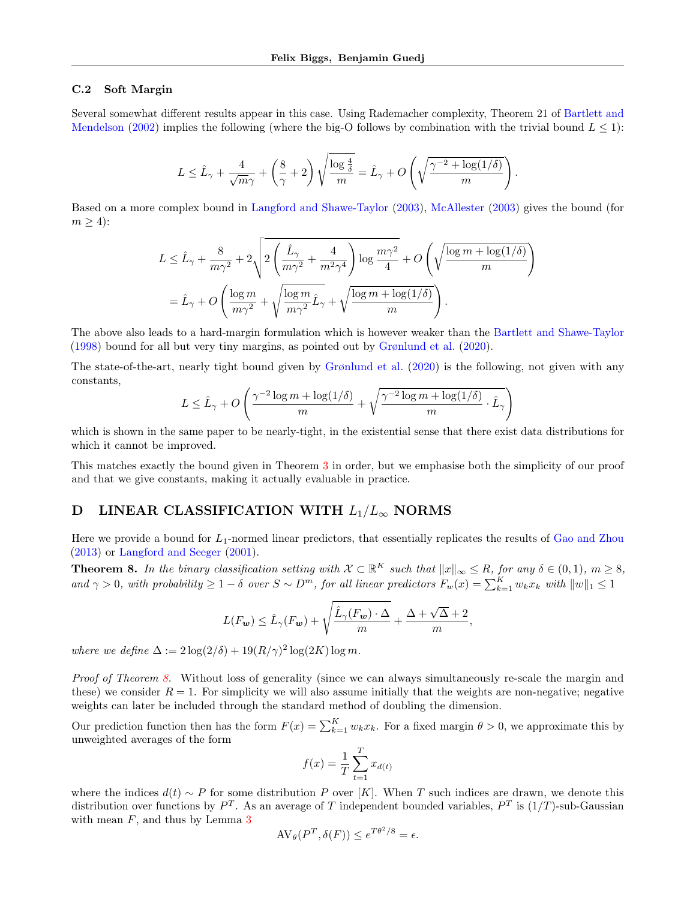### C.2 Soft Margin

Several somewhat different results appear in this case. Using Rademacher complexity, Theorem 21 of Bartlett and Mendelson (2002) implies the following (where the big-O follows by combination with the trivial bound $L \leq 1$):

$$L \leq \hat{L}_\gamma + \frac{4}{\sqrt{m}\gamma} + \left(\frac{8}{\gamma} + 2\right)\sqrt{\frac{\log\frac{4}{\delta}}{m}} = \hat{L}_\gamma + O\left(\sqrt{\frac{\gamma^{-2} + \log(1/\delta)}{m}}\right).$$

Based on a more complex bound in Langford and Shawe-Taylor (2003), McAllester (2003) gives the bound (for $m \geq 4$):

$$\begin{aligned}
L &\leq \hat{L}_\gamma + \frac{8}{m\gamma^2} + 2\sqrt{2\left(\frac{\hat{L}_\gamma}{m\gamma^2} + \frac{4}{m^2\gamma^4}\right)\log\frac{m\gamma^2}{4}} + O\left(\sqrt{\frac{\log m + \log(1/\delta)}{m}}\right) \\
&= \hat{L}_\gamma + O\left(\frac{\log m}{m\gamma^2} + \sqrt{\frac{\log m}{m\gamma^2}\hat{L}_\gamma} + \sqrt{\frac{\log m + \log(1/\delta)}{m}}\right).
\end{aligned}$$

The above also leads to a hard-margin formulation which is however weaker than the Bartlett and Shawe-Taylor (1998) bound for all but very tiny margins, as pointed out by Grønlund et al. (2020).

The state-of-the-art, nearly tight bound given by Grønlund et al. (2020) is the following, not given with any constants,

$$L \leq \hat{L}_\gamma + O\left(\frac{\gamma^{-2}\log m + \log(1/\delta)}{m} + \sqrt{\frac{\gamma^{-2}\log m + \log(1/\delta)}{m} \cdot \hat{L}_\gamma}\right)$$

which is shown in the same paper to be nearly-tight, in the existential sense that there exist data distributions for which it cannot be improved.

This matches exactly the bound given in Theorem 3 in order, but we emphasise both the simplicity of our proof and that we give constants, making it actually evaluable in practice.

## D LINEAR CLASSIFICATION WITH $L_1/L_\infty$ NORMS

Here we provide a bound for $L_1$-normed linear predictors, that essentially replicates the results of Gao and Zhou (2013) or Langford and Seeger (2001).

**Theorem 8.** *In the binary classification setting with $\mathcal{X} \subset \mathbb{R}^K$ such that $\|x\|_\infty \leq R$, for any $\delta \in (0, 1)$, $m \geq 8$, and $\gamma > 0$, with probability $\geq 1 - \delta$ over $S \sim D^m$, for all linear predictors $F_w(x) = \sum_{k=1}^K w_k x_k$ with $\|w\|_1 \leq 1$*

$$L(F_{\boldsymbol{w}}) \leq \hat{L}_\gamma(F_{\boldsymbol{w}}) + \sqrt{\frac{\hat{L}_\gamma(F_{\boldsymbol{w}}) \cdot \Delta}{m}} + \frac{\Delta + \sqrt{\Delta} + 2}{m},$$

*where we define $\Delta := 2\log(2/\delta) + 19(R/\gamma)^2 \log(2K)\log m$.*

*Proof of Theorem 8.* Without loss of generality (since we can always simultaneously re-scale the margin and these) we consider $R = 1$. For simplicity we will also assume initially that the weights are non-negative; negative weights can later be included through the standard method of doubling the dimension.

Our prediction function then has the form $F(x) = \sum_{k=1}^K w_k x_k$. For a fixed margin $\theta > 0$, we approximate this by unweighted averages of the form

$$f(x) = \frac{1}{T}\sum_{t=1}^T x_{d(t)}$$

where the indices $d(t) \sim P$ for some distribution $P$ over $[K]$. When $T$ such indices are drawn, we denote this distribution over functions by $P^T$. As an average of $T$ independent bounded variables, $P^T$ is $(1/T)$-sub-Gaussian with mean $F$, and thus by Lemma 3

$$\mathrm{AV}_\theta(P^T, \delta(F)) \leq e^{T\theta^2/8} = \epsilon.$$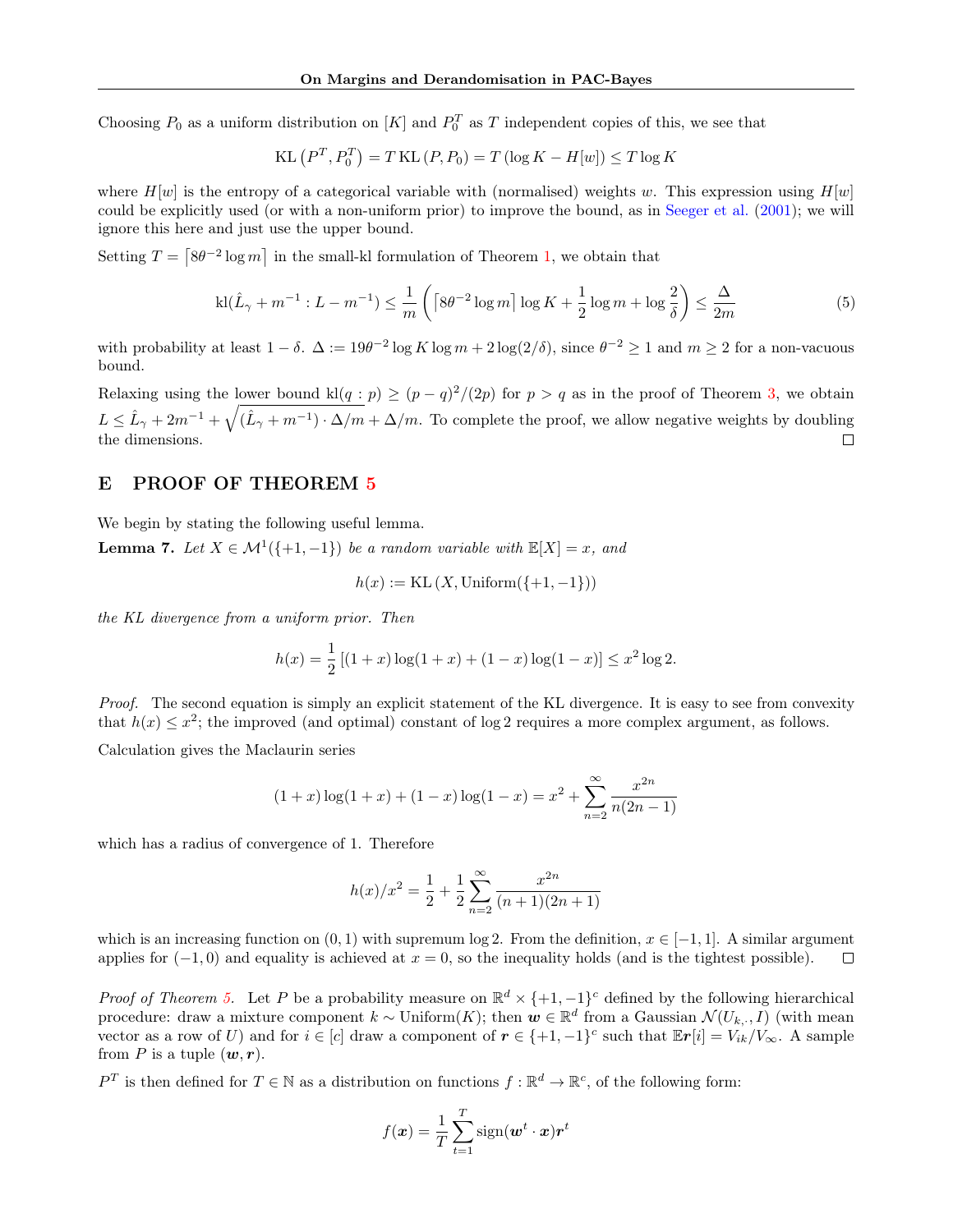Choosing $P_0$ as a uniform distribution on $[K]$ and $P_0^T$ as $T$ independent copies of this, we see that

$$\mathrm{KL}\left(P^T, P_0^T\right) = T\,\mathrm{KL}\left(P, P_0\right) = T\left(\log K - H[w]\right) \leq T \log K$$

where $H[w]$ is the entropy of a categorical variable with (normalised) weights $w$. This expression using $H[w]$ could be explicitly used (or with a non-uniform prior) to improve the bound, as in Seeger et al. (2001); we will ignore this here and just use the upper bound.

Setting $T = \lceil 8\theta^{-2} \log m \rceil$ in the small-kl formulation of Theorem 1, we obtain that

$$\mathrm{kl}(\hat{L}_\gamma + m^{-1} : L - m^{-1}) \leq \frac{1}{m}\left(\left\lceil 8\theta^{-2}\log m\right\rceil \log K + \frac{1}{2}\log m + \log\frac{2}{\delta}\right) \leq \frac{\Delta}{2m} \tag{5}$$

with probability at least $1-\delta$. $\Delta := 19\theta^{-2}\log K \log m + 2\log(2/\delta)$, since $\theta^{-2} \geq 1$ and $m \geq 2$ for a non-vacuous bound.

Relaxing using the lower bound $\mathrm{kl}(q : p) \geq (p-q)^2/(2p)$ for $p > q$ as in the proof of Theorem 3, we obtain $L \leq \hat{L}_\gamma + 2m^{-1} + \sqrt{(\hat{L}_\gamma + m^{-1}) \cdot \Delta/m} + \Delta/m$. To complete the proof, we allow negative weights by doubling the dimensions. $\square$

## E PROOF OF THEOREM 5

We begin by stating the following useful lemma.

**Lemma 7.** *Let $X \in \mathcal{M}^1(\{+1,-1\})$ be a random variable with $\mathbb{E}[X] = x$, and*

$$h(x) := \mathrm{KL}\left(X, \mathrm{Uniform}(\{+1,-1\})\right)$$

*the KL divergence from a uniform prior. Then*

$$h(x) = \frac{1}{2}\left[(1+x)\log(1+x) + (1-x)\log(1-x)\right] \leq x^2 \log 2.$$

*Proof.* The second equation is simply an explicit statement of the KL divergence. It is easy to see from convexity that $h(x) \leq x^2$; the improved (and optimal) constant of $\log 2$ requires a more complex argument, as follows.

Calculation gives the Maclaurin series

$$(1+x)\log(1+x) + (1-x)\log(1-x) = x^2 + \sum_{n=2}^{\infty} \frac{x^{2n}}{n(2n-1)}$$

which has a radius of convergence of 1. Therefore

$$h(x)/x^2 = \frac{1}{2} + \frac{1}{2}\sum_{n=2}^{\infty}\frac{x^{2n}}{(n+1)(2n+1)}$$

which is an increasing function on $(0,1)$ with supremum $\log 2$. From the definition, $x \in [-1,1]$. A similar argument applies for $(-1,0)$ and equality is achieved at $x=0$, so the inequality holds (and is the tightest possible). $\square$

*Proof of Theorem 5.* Let $P$ be a probability measure on $\mathbb{R}^d \times \{+1,-1\}^c$ defined by the following hierarchical procedure: draw a mixture component $k \sim \mathrm{Uniform}(K)$; then $\boldsymbol{w} \in \mathbb{R}^d$ from a Gaussian $\mathcal{N}(U_{k,\cdot}, I)$ (with mean vector as a row of $U$) and for $i \in [c]$ draw a component of $\boldsymbol{r} \in \{+1,-1\}^c$ such that $\mathbb{E}\boldsymbol{r}[i] = V_{ik}/V_\infty$. A sample from $P$ is a tuple $(\boldsymbol{w}, \boldsymbol{r})$.

$P^T$ is then defined for $T \in \mathbb{N}$ as a distribution on functions $f : \mathbb{R}^d \to \mathbb{R}^c$, of the following form:

$$f(\boldsymbol{x}) = \frac{1}{T}\sum_{t=1}^{T}\mathrm{sign}(\boldsymbol{w}^t \cdot \boldsymbol{x})\boldsymbol{r}^t$$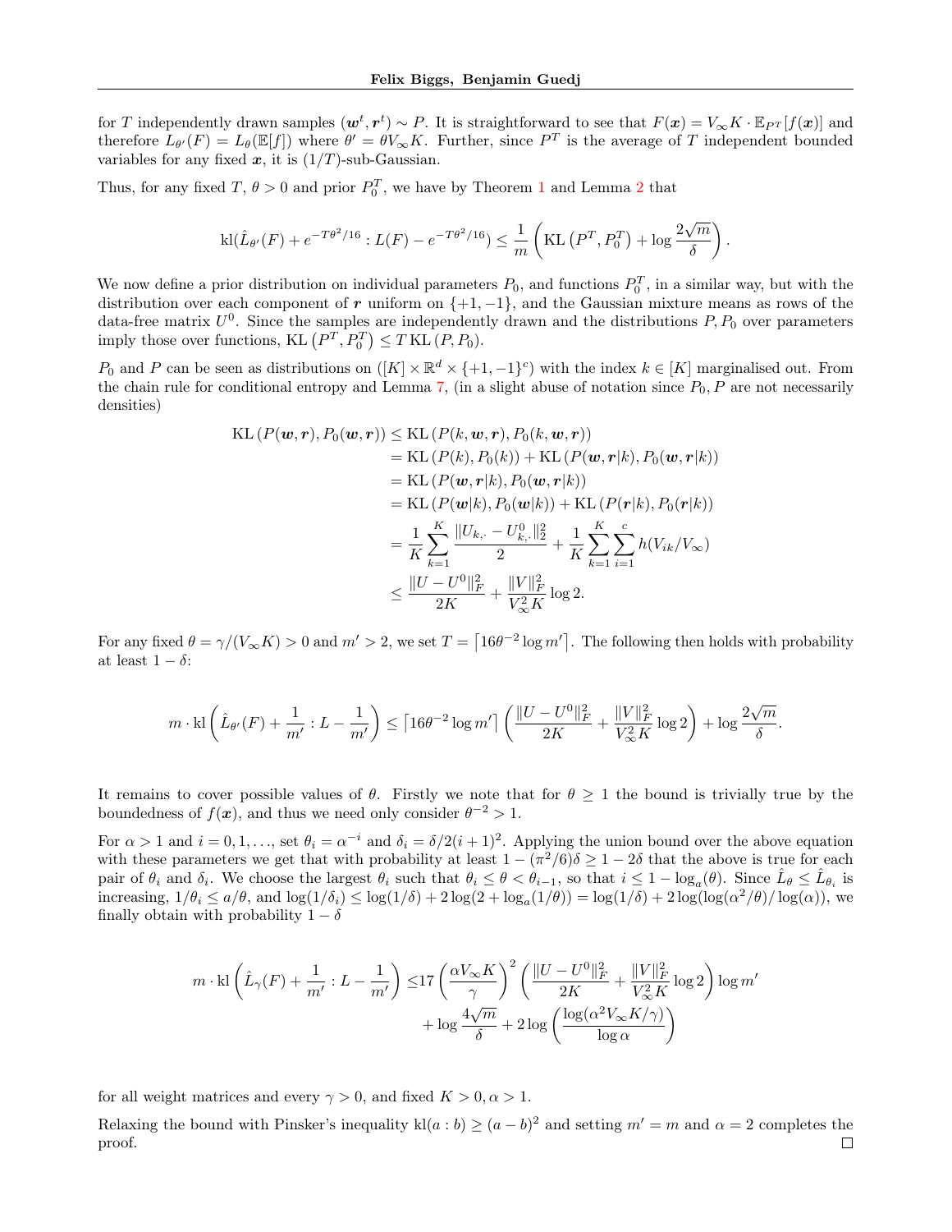for $T$ independently drawn samples $(\boldsymbol{w}^t, \boldsymbol{r}^t) \sim P$. It is straightforward to see that $F(\boldsymbol{x}) = V_\infty K \cdot \mathbb{E}_{P^T}[f(\boldsymbol{x})]$ and therefore $L_{\theta'}(F) = L_\theta(\mathbb{E}[f])$ where $\theta' = \theta V_\infty K$. Further, since $P^T$ is the average of $T$ independent bounded variables for any fixed $\boldsymbol{x}$, it is $(1/T)$-sub-Gaussian.

Thus, for any fixed $T$, $\theta > 0$ and prior $P_0^T$, we have by Theorem 1 and Lemma 2 that

$$\mathrm{kl}(\hat{L}_{\theta'}(F) + e^{-T\theta^2/16} : L(F) - e^{-T\theta^2/16}) \leq \frac{1}{m}\left(\mathrm{KL}\left(P^T, P_0^T\right) + \log\frac{2\sqrt{m}}{\delta}\right).$$

We now define a prior distribution on individual parameters $P_0$, and functions $P_0^T$, in a similar way, but with the distribution over each component of $\boldsymbol{r}$ uniform on $\{+1, -1\}$, and the Gaussian mixture means as rows of the data-free matrix $U^0$. Since the samples are independently drawn and the distributions $P, P_0$ over parameters imply those over functions, $\mathrm{KL}\left(P^T, P_0^T\right) \leq T\,\mathrm{KL}\left(P, P_0\right)$.

$P_0$ and $P$ can be seen as distributions on $([K] \times \mathbb{R}^d \times \{+1, -1\}^c)$ with the index $k \in [K]$ marginalised out. From the chain rule for conditional entropy and Lemma 7, (in a slight abuse of notation since $P_0, P$ are not necessarily densities)

$$\begin{aligned}
\mathrm{KL}\left(P(\boldsymbol{w}, \boldsymbol{r}), P_0(\boldsymbol{w}, \boldsymbol{r})\right) &\leq \mathrm{KL}\left(P(k, \boldsymbol{w}, \boldsymbol{r}), P_0(k, \boldsymbol{w}, \boldsymbol{r})\right) \\
&= \mathrm{KL}\left(P(k), P_0(k)\right) + \mathrm{KL}\left(P(\boldsymbol{w}, \boldsymbol{r}|k), P_0(\boldsymbol{w}, \boldsymbol{r}|k)\right) \\
&= \mathrm{KL}\left(P(\boldsymbol{w}, \boldsymbol{r}|k), P_0(\boldsymbol{w}, \boldsymbol{r}|k)\right) \\
&= \mathrm{KL}\left(P(\boldsymbol{w}|k), P_0(\boldsymbol{w}|k)\right) + \mathrm{KL}\left(P(\boldsymbol{r}|k), P_0(\boldsymbol{r}|k)\right) \\
&= \frac{1}{K}\sum_{k=1}^{K}\frac{\|U_{k,\cdot} - U^0_{k,\cdot}\|_2^2}{2} + \frac{1}{K}\sum_{k=1}^{K}\sum_{i=1}^{c} h(V_{ik}/V_\infty) \\
&\leq \frac{\|U - U^0\|_F^2}{2K} + \frac{\|V\|_F^2}{V_\infty^2 K}\log 2.
\end{aligned}$$

For any fixed $\theta = \gamma/(V_\infty K) > 0$ and $m' > 2$, we set $T = \lceil 16\theta^{-2}\log m' \rceil$. The following then holds with probability at least $1 - \delta$:

$$m \cdot \mathrm{kl}\left(\hat{L}_{\theta'}(F) + \frac{1}{m'} : L - \frac{1}{m'}\right) \leq \lceil 16\theta^{-2}\log m' \rceil \left(\frac{\|U - U^0\|_F^2}{2K} + \frac{\|V\|_F^2}{V_\infty^2 K}\log 2\right) + \log\frac{2\sqrt{m}}{\delta}.$$

It remains to cover possible values of $\theta$. Firstly we note that for $\theta \geq 1$ the bound is trivially true by the boundedness of $f(\boldsymbol{x})$, and thus we need only consider $\theta^{-2} > 1$.

For $\alpha > 1$ and $i = 0, 1, \ldots$, set $\theta_i = \alpha^{-i}$ and $\delta_i = \delta/2(i+1)^2$. Applying the union bound over the above equation with these parameters we get that with probability at least $1 - (\pi^2/6)\delta \geq 1 - 2\delta$ that the above is true for each pair of $\theta_i$ and $\delta_i$. We choose the largest $\theta_i$ such that $\theta_i \leq \theta < \theta_{i-1}$, so that $i \leq 1 - \log_a(\theta)$. Since $\hat{L}_\theta \leq \hat{L}_{\theta_i}$ is increasing, $1/\theta_i \leq a/\theta$, and $\log(1/\delta_i) \leq \log(1/\delta) + 2\log(2 + \log_a(1/\theta)) = \log(1/\delta) + 2\log(\log(\alpha^2/\theta)/\log(\alpha))$, we finally obtain with probability $1 - \delta$

$$\begin{aligned}
m \cdot \mathrm{kl}\left(\hat{L}_\gamma(F) + \frac{1}{m'} : L - \frac{1}{m'}\right) \leq\, & 17\left(\frac{\alpha V_\infty K}{\gamma}\right)^2 \left(\frac{\|U - U^0\|_F^2}{2K} + \frac{\|V\|_F^2}{V_\infty^2 K}\log 2\right)\log m' \\
& + \log\frac{4\sqrt{m}}{\delta} + 2\log\left(\frac{\log(\alpha^2 V_\infty K/\gamma)}{\log\alpha}\right)
\end{aligned}$$

for all weight matrices and every $\gamma > 0$, and fixed $K > 0, \alpha > 1$.

Relaxing the bound with Pinsker's inequality $\mathrm{kl}(a : b) \geq (a - b)^2$ and setting $m' = m$ and $\alpha = 2$ completes the proof. $\square$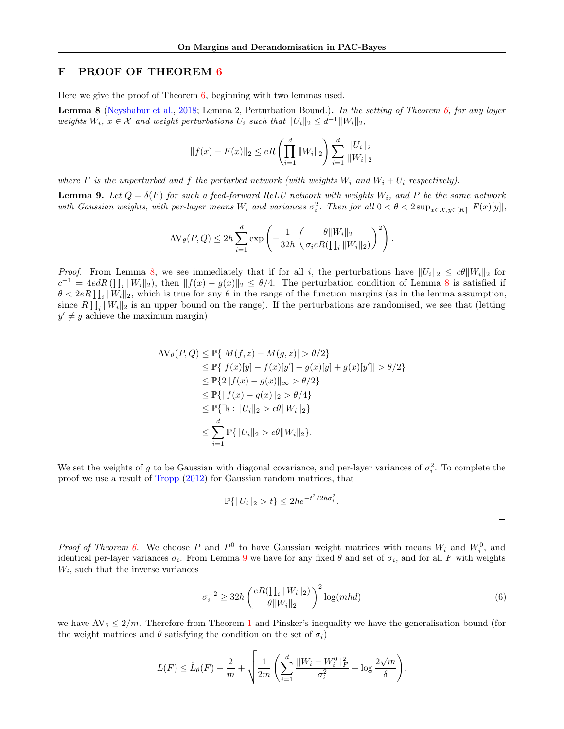# F PROOF OF THEOREM 6

Here we give the proof of Theorem 6, beginning with two lemmas used.

**Lemma 8** (Neyshabur et al., 2018; Lemma 2, Perturbation Bound.)**.** *In the setting of Theorem 6, for any layer weights $W_i$, $x \in \mathcal{X}$ and weight perturbations $U_i$ such that $\|U_i\|_2 \leq d^{-1}\|W_i\|_2$,*

$$\|f(x) - F(x)\|_2 \leq eR\left(\prod_{i=1}^{d} \|W_i\|_2\right) \sum_{i=1}^{d} \frac{\|U_i\|_2}{\|W_i\|_2}$$

*where $F$ is the unperturbed and $f$ the perturbed network (with weights $W_i$ and $W_i + U_i$ respectively).*

**Lemma 9.** *Let $Q = \delta(F)$ for such a feed-forward ReLU network with weights $W_i$, and $P$ be the same network with Gaussian weights, with per-layer means $W_i$ and variances $\sigma_i^2$. Then for all $0 < \theta < 2\sup_{x\in\mathcal{X}, y\in[K]} |F(x)[y]|$,*

$$\mathrm{AV}_\theta(P, Q) \leq 2h \sum_{i=1}^{d} \exp\left(-\frac{1}{32h}\left(\frac{\theta\|W_i\|_2}{\sigma_i eR(\prod_i \|W_i\|_2)}\right)^2\right).$$

*Proof.* From Lemma 8, we see immediately that if for all $i$, the perturbations have $\|U_i\|_2 \leq c\theta\|W_i\|_2$ for $c^{-1} = 4edR(\prod_i \|W_i\|_2)$, then $\|f(x) - g(x)\|_2 \leq \theta/4$. The perturbation condition of Lemma 8 is satisfied if $\theta < 2eR\prod_i \|W_i\|_2$, which is true for any $\theta$ in the range of the function margins (as in the lemma assumption, since $R\prod_i \|W_i\|_2$ is an upper bound on the range). If the perturbations are randomised, we see that (letting $y' \neq y$ achieve the maximum margin)

$$\begin{aligned}
\mathrm{AV}_\theta(P, Q) &\leq \mathbb{P}\{|M(f, z) - M(g, z)| > \theta/2\} \\
&\leq \mathbb{P}\{|f(x)[y] - f(x)[y'] - g(x)[y] + g(x)[y']| > \theta/2\} \\
&\leq \mathbb{P}\{2\|f(x) - g(x)\|_\infty > \theta/2\} \\
&\leq \mathbb{P}\{\|f(x) - g(x)\|_2 > \theta/4\} \\
&\leq \mathbb{P}\{\exists i : \|U_i\|_2 > c\theta\|W_i\|_2\} \\
&\leq \sum_{i=1}^{d} \mathbb{P}\{\|U_i\|_2 > c\theta\|W_i\|_2\}.
\end{aligned}$$

We set the weights of $g$ to be Gaussian with diagonal covariance, and per-layer variances of $\sigma_i^2$. To complete the proof we use a result of Tropp (2012) for Gaussian random matrices, that

$$\mathbb{P}\{\|U_i\|_2 > t\} \leq 2he^{-t^2/2h\sigma_i^2}.$$

□

*Proof of Theorem 6.* We choose $P$ and $P^0$ to have Gaussian weight matrices with means $W_i$ and $W_i^0$, and identical per-layer variances $\sigma_i$. From Lemma 9 we have for any fixed $\theta$ and set of $\sigma_i$, and for all $F$ with weights $W_i$, such that the inverse variances

$$\sigma_i^{-2} \geq 32h\left(\frac{eR(\prod_i \|W_i\|_2)}{\theta\|W_i\|_2}\right)^2 \log(mhd) \tag{6}$$

we have $\mathrm{AV}_\theta \leq 2/m$. Therefore from Theorem 1 and Pinsker's inequality we have the generalisation bound (for the weight matrices and $\theta$ satisfying the condition on the set of $\sigma_i$)

$$L(F) \leq \hat{L}_\theta(F) + \frac{2}{m} + \sqrt{\frac{1}{2m}\left(\sum_{i=1}^{d} \frac{\|W_i - W_i^0\|_F^2}{\sigma_i^2} + \log\frac{2\sqrt{m}}{\delta}\right)}.$$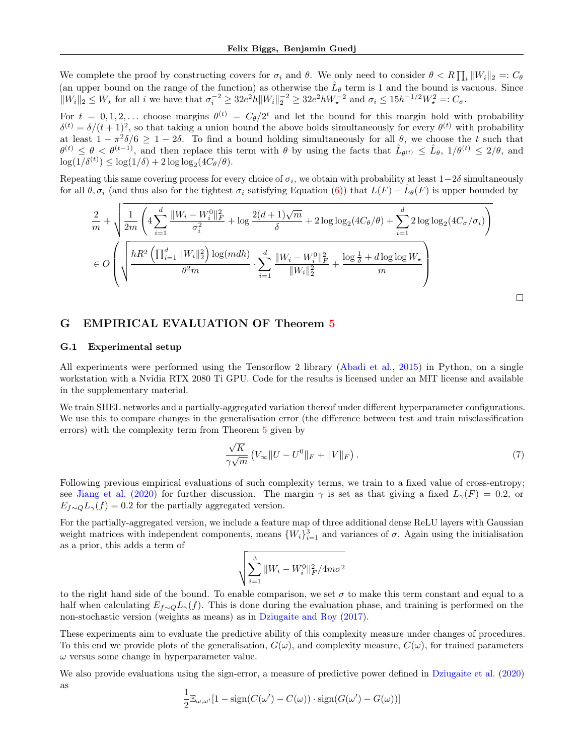We complete the proof by constructing covers for $\sigma_i$ and $\theta$. We only need to consider $\theta < R \prod_i \|W_i\|_2 =: C_\theta$ (an upper bound on the range of the function) as otherwise the $\hat{L}_\theta$ term is 1 and the bound is vacuous. Since $\|W_i\|_2 \leq W_\star$ for all $i$ we have that $\sigma_i^{-2} \geq 32e^2 h \|W_i\|_2^{-2} \geq 32e^2 h W_\star^{-2}$ and $\sigma_i \leq 15h^{-1/2} W_\star^2 =: C_\sigma$.

For $t = 0, 1, 2, \ldots$ choose margins $\theta^{(t)} = C_\theta / 2^t$ and let the bound for this margin hold with probability $\delta^{(t)} = \delta/(t+1)^2$, so that taking a union bound the above holds simultaneously for every $\theta^{(t)}$ with probability at least $1 - \pi^2 \delta / 6 \geq 1 - 2\delta$. To find a bound holding simultaneously for all $\theta$, we choose the $t$ such that $\theta^{(t)} \leq \theta < \theta^{(t-1)}$, and then replace this term with $\theta$ by using the facts that $\hat{L}_{\theta^{(t)}} \leq \hat{L}_\theta$, $1/\theta^{(t)} \leq 2/\theta$, and $\log(1/\delta^{(t)}) \leq \log(1/\delta) + 2 \log \log_2(4C_\theta/\theta)$.

Repeating this same covering process for every choice of $\sigma_i$, we obtain with probability at least $1-2\delta$ simultaneously for all $\theta, \sigma_i$ (and thus also for the tightest $\sigma_i$ satisfying Equation (6)) that $L(F) - \hat{L}_\theta(F)$ is upper bounded by

$$
\begin{aligned}
&\frac{2}{m} + \sqrt{\frac{1}{2m}\left(4\sum_{i=1}^{d}\frac{\|W_i - W_i^0\|_F^2}{\sigma_i^2} + \log\frac{2(d+1)\sqrt{m}}{\delta} + 2\log\log_2(4C_\theta/\theta) + \sum_{i=1}^{d} 2\log\log_2(4C_\sigma/\sigma_i)\right)} \\
&\in O\left(\sqrt{\frac{hR^2\left(\prod_{i=1}^{d}\|W_i\|_2^2\right)\log(mdh)}{\theta^2 m} \cdot \sum_{i=1}^{d}\frac{\|W_i - W_i^0\|_F^2}{\|W_i\|_2^2} + \frac{\log\frac{1}{\delta} + d\log\log W_\star}{m}}\right)
\end{aligned}
$$

□

# G EMPIRICAL EVALUATION OF Theorem 5

## G.1 Experimental setup

All experiments were performed using the Tensorflow 2 library (Abadi et al., 2015) in Python, on a single workstation with a Nvidia RTX 2080 Ti GPU. Code for the results is licensed under an MIT license and available in the supplementary material.

We train SHEL networks and a partially-aggregated variation thereof under different hyperparameter configurations. We use this to compare changes in the generalisation error (the difference between test and train misclassification errors) with the complexity term from Theorem 5 given by

$$
\frac{\sqrt{K}}{\gamma\sqrt{m}}\left(V_\infty\|U - U^0\|_F + \|V\|_F\right). \tag{7}
$$

Following previous empirical evaluations of such complexity terms, we train to a fixed value of cross-entropy; see Jiang et al. (2020) for further discussion. The margin $\gamma$ is set as that giving a fixed $L_\gamma(F) = 0.2$, or $E_{f\sim Q} L_\gamma(f) = 0.2$ for the partially aggregated version.

For the partially-aggregated version, we include a feature map of three additional dense ReLU layers with Gaussian weight matrices with independent components, means $\{W_i\}_{i=1}^3$ and variances of $\sigma$. Again using the initialisation as a prior, this adds a term of

$$
\sqrt{\sum_{i=1}^{3}\|W_i - W_i^0\|_F^2 / 4m\sigma^2}
$$

to the right hand side of the bound. To enable comparison, we set $\sigma$ to make this term constant and equal to a half when calculating $E_{f\sim Q} L_\gamma(f)$. This is done during the evaluation phase, and training is performed on the non-stochastic version (weights as means) as in Dziugaite and Roy (2017).

These experiments aim to evaluate the predictive ability of this complexity measure under changes of procedures. To this end we provide plots of the generalisation, $G(\omega)$, and complexity measure, $C(\omega)$, for trained parameters $\omega$ versus some change in hyperparameter value.

We also provide evaluations using the sign-error, a measure of predictive power defined in Dziugaite et al. (2020) as

$$
\frac{1}{2}\mathbb{E}_{\omega,\omega'}[1 - \operatorname{sign}(C(\omega') - C(\omega)) \cdot \operatorname{sign}(G(\omega') - G(\omega))]
$$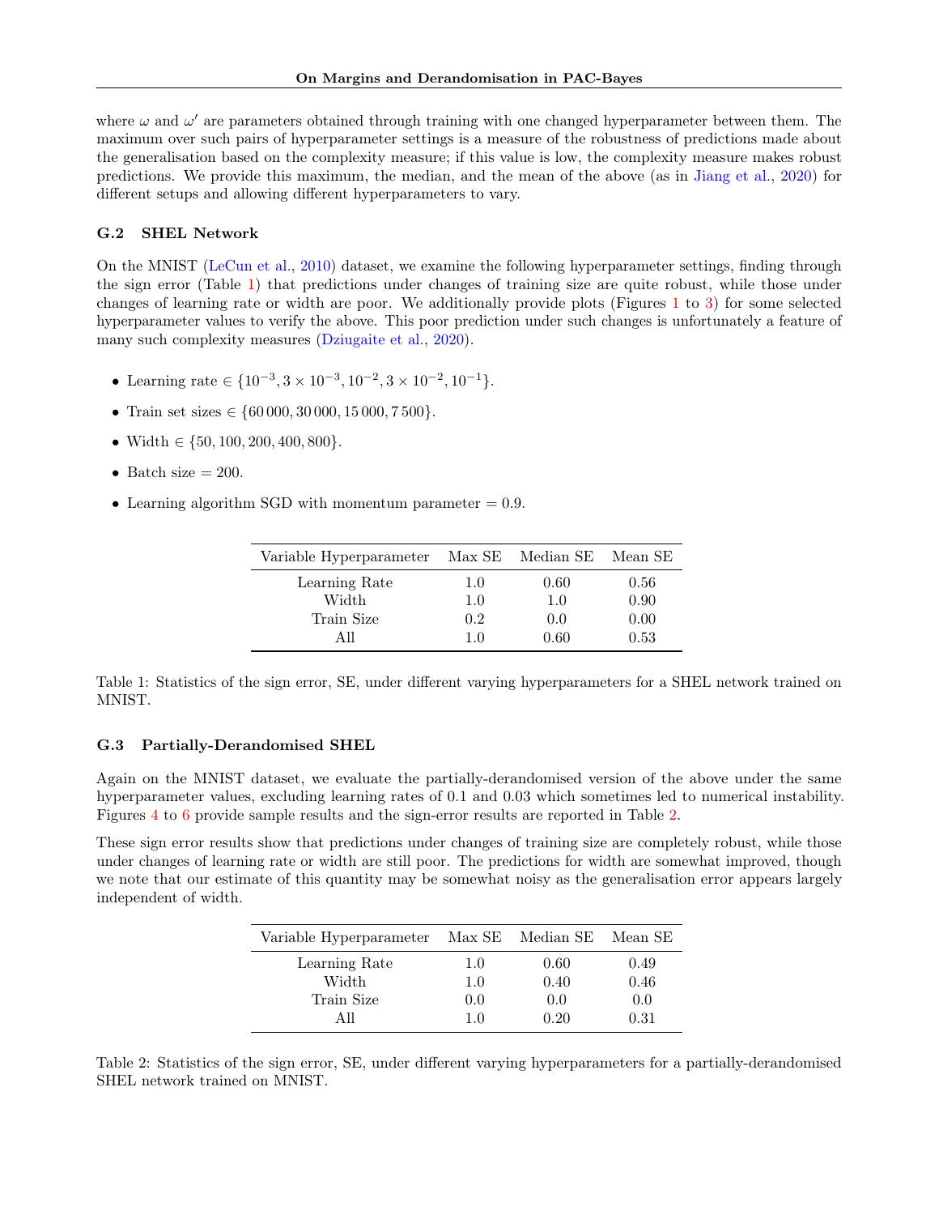where $\omega$ and $\omega'$ are parameters obtained through training with one changed hyperparameter between them. The maximum over such pairs of hyperparameter settings is a measure of the robustness of predictions made about the generalisation based on the complexity measure; if this value is low, the complexity measure makes robust predictions. We provide this maximum, the median, and the mean of the above (as in Jiang et al., 2020) for different setups and allowing different hyperparameters to vary.

### G.2 SHEL Network

On the MNIST (LeCun et al., 2010) dataset, we examine the following hyperparameter settings, finding through the sign error (Table 1) that predictions under changes of training size are quite robust, while those under changes of learning rate or width are poor. We additionally provide plots (Figures 1 to 3) for some selected hyperparameter values to verify the above. This poor prediction under such changes is unfortunately a feature of many such complexity measures (Dziugaite et al., 2020).

- Learning rate $\in \{10^{-3}, 3 \times 10^{-3}, 10^{-2}, 3 \times 10^{-2}, 10^{-1}\}$.
- Train set sizes $\in \{60\,000, 30\,000, 15\,000, 7\,500\}$.
- Width $\in \{50, 100, 200, 400, 800\}$.
- Batch size $= 200$.
- Learning algorithm SGD with momentum parameter $= 0.9$.

| Variable Hyperparameter | Max SE | Median SE | Mean SE |
|---|---|---|---|
| Learning Rate | 1.0 | 0.60 | 0.56 |
| Width | 1.0 | 1.0 | 0.90 |
| Train Size | 0.2 | 0.0 | 0.00 |
| All | 1.0 | 0.60 | 0.53 |

Table 1: Statistics of the sign error, SE, under different varying hyperparameters for a SHEL network trained on MNIST.

### G.3 Partially-Derandomised SHEL

Again on the MNIST dataset, we evaluate the partially-derandomised version of the above under the same hyperparameter values, excluding learning rates of 0.1 and 0.03 which sometimes led to numerical instability. Figures 4 to 6 provide sample results and the sign-error results are reported in Table 2.

These sign error results show that predictions under changes of training size are completely robust, while those under changes of learning rate or width are still poor. The predictions for width are somewhat improved, though we note that our estimate of this quantity may be somewhat noisy as the generalisation error appears largely independent of width.

| Variable Hyperparameter | Max SE | Median SE | Mean SE |
|---|---|---|---|
| Learning Rate | 1.0 | 0.60 | 0.49 |
| Width | 1.0 | 0.40 | 0.46 |
| Train Size | 0.0 | 0.0 | 0.0 |
| All | 1.0 | 0.20 | 0.31 |

Table 2: Statistics of the sign error, SE, under different varying hyperparameters for a partially-derandomised SHEL network trained on MNIST.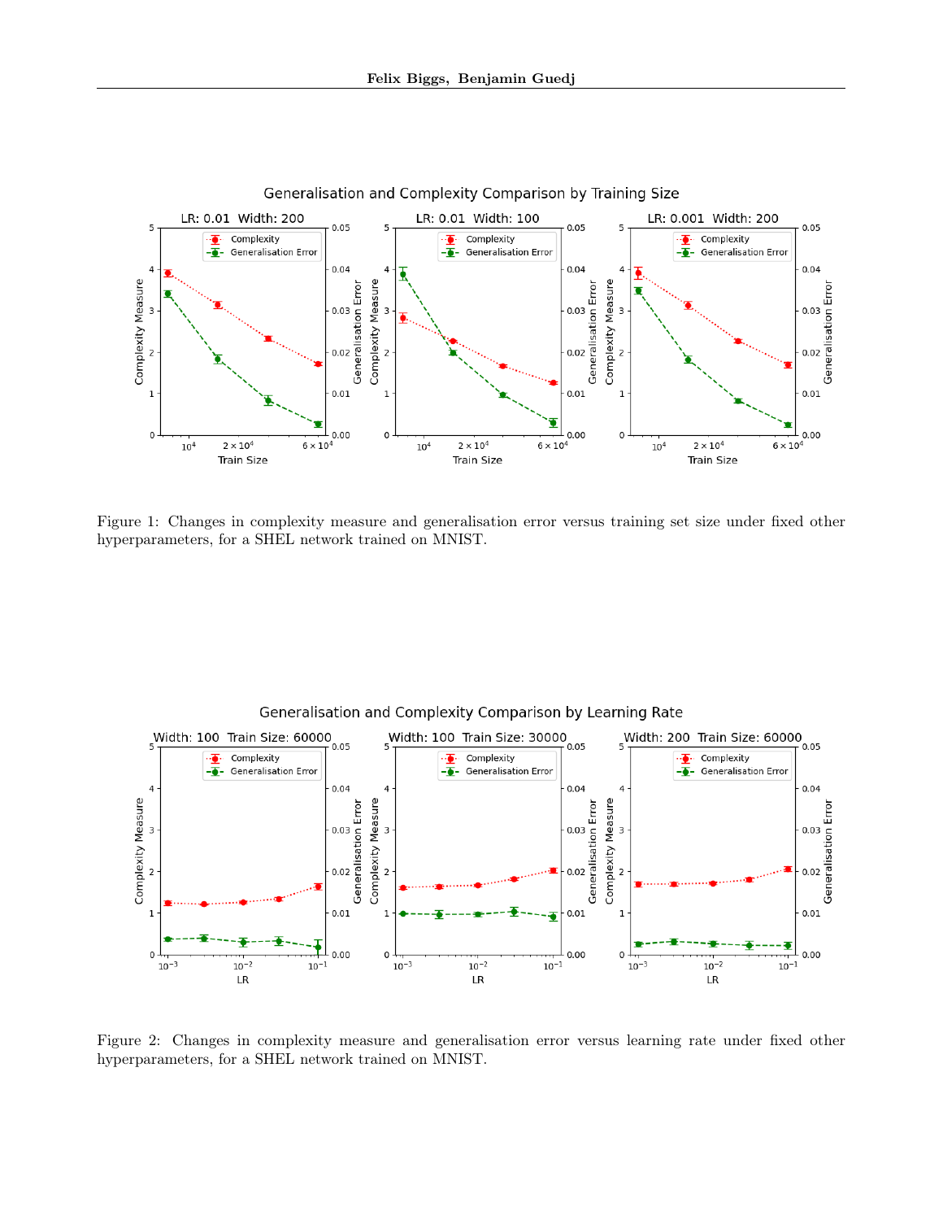Figure 1: Changes in complexity measure and generalisation error versus training set size under fixed other hyperparameters, for a SHEL network trained on MNIST.

Figure 2: Changes in complexity measure and generalisation error versus learning rate under fixed other hyperparameters, for a SHEL network trained on MNIST.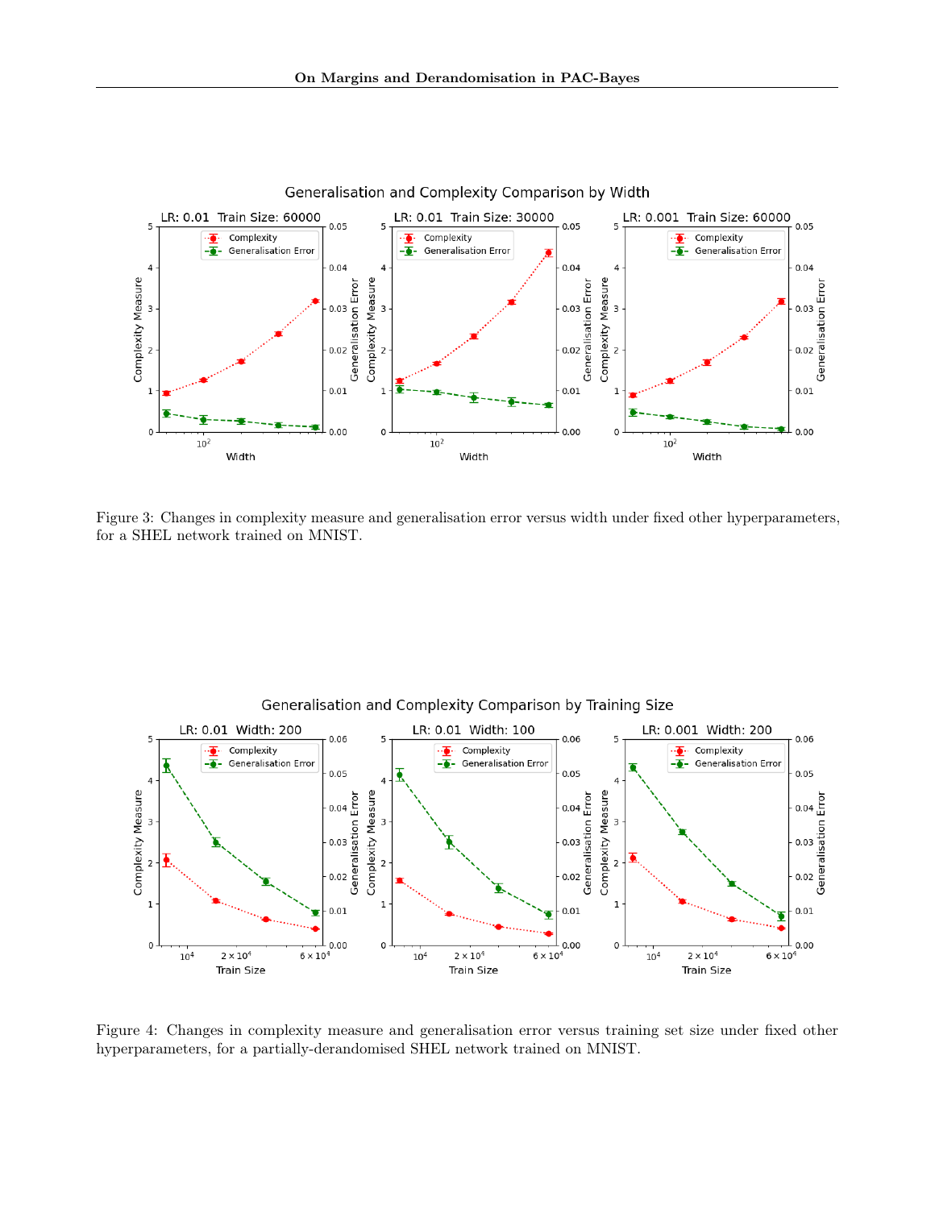Figure 3: Changes in complexity measure and generalisation error versus width under fixed other hyperparameters, for a SHEL network trained on MNIST.

Figure 4: Changes in complexity measure and generalisation error versus training set size under fixed other hyperparameters, for a partially-derandomised SHEL network trained on MNIST.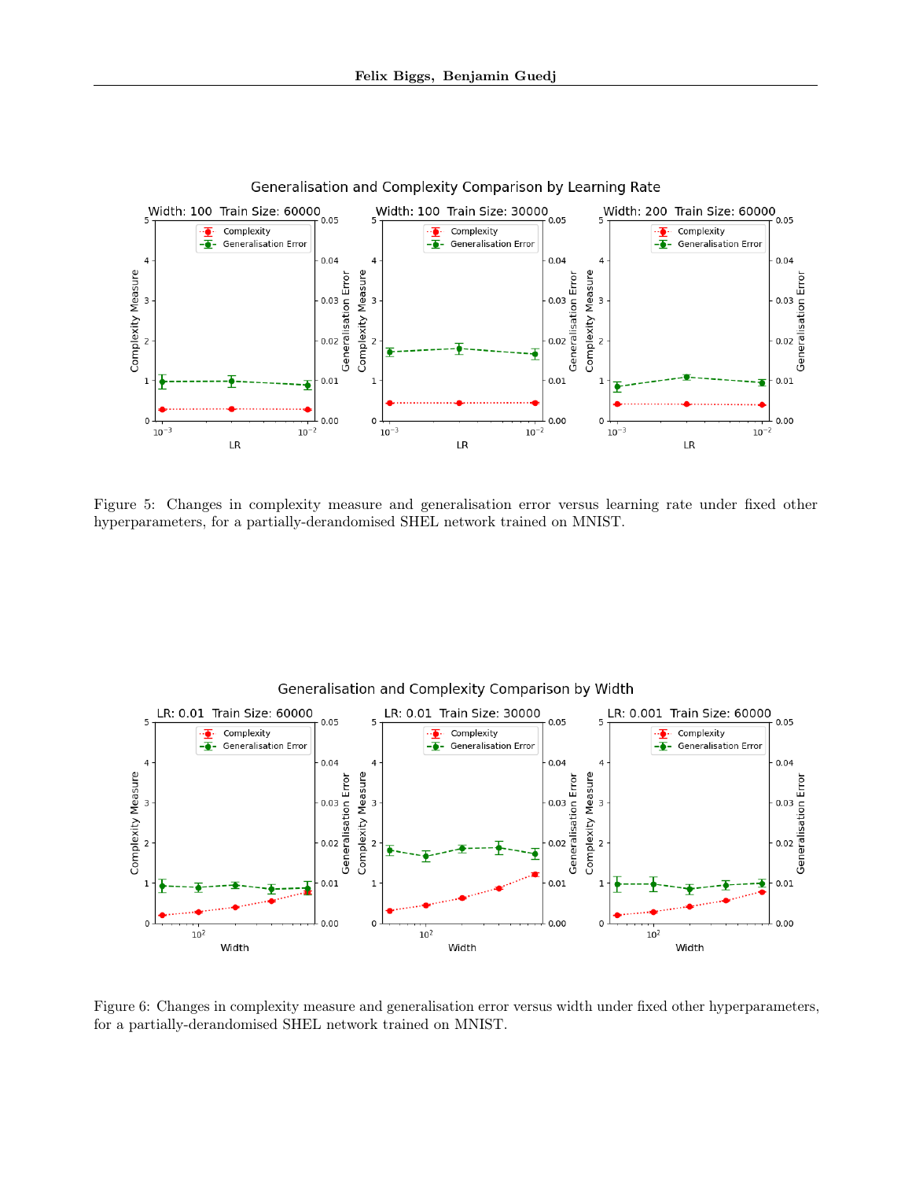Generalisation and Complexity Comparison by Learning Rate

Width: 100 Train Size: 60000

Width: 100 Train Size: 30000

Width: 200 Train Size: 60000

Complexity

Generalisation Error

Complexity Measure

Generalisation Error

LR

0 1 2 3 4 5

0.00 0.01 0.02 0.03 0.04 0.05

$10^{-3}$ $10^{-2}$

Figure 5: Changes in complexity measure and generalisation error versus learning rate under fixed other hyperparameters, for a partially-derandomised SHEL network trained on MNIST.

Generalisation and Complexity Comparison by Width

LR: 0.01 Train Size: 60000

LR: 0.01 Train Size: 30000

LR: 0.001 Train Size: 60000

Complexity

Generalisation Error

Complexity Measure

Generalisation Error

Width

0 1 2 3 4 5

0.00 0.01 0.02 0.03 0.04 0.05

$10^{2}$

Figure 6: Changes in complexity measure and generalisation error versus width under fixed other hyperparameters, for a partially-derandomised SHEL network trained on MNIST.